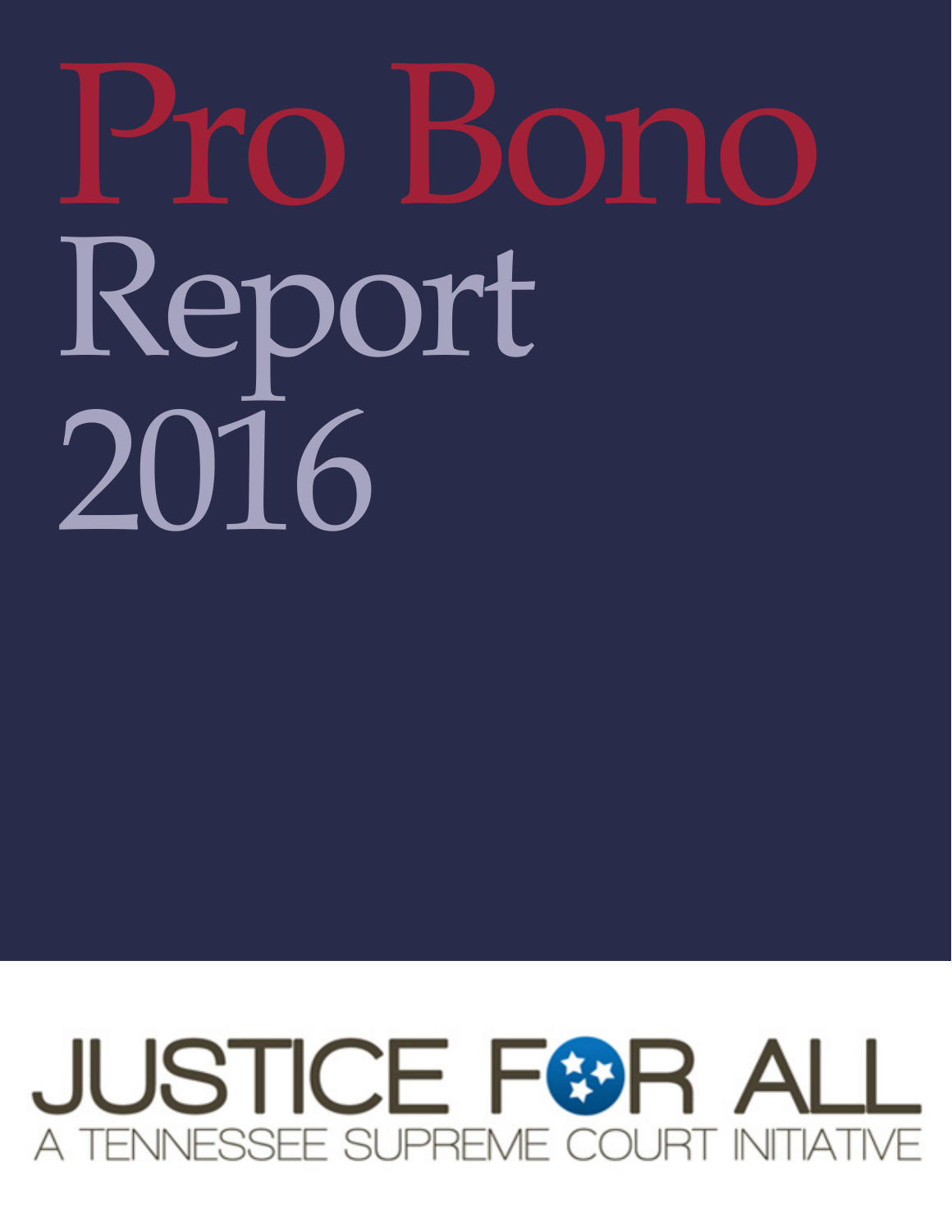# Pro Bono Report 2016

JUSTICE FOR ALL

A TENNESSEE SUPREME COURT INITIATIVE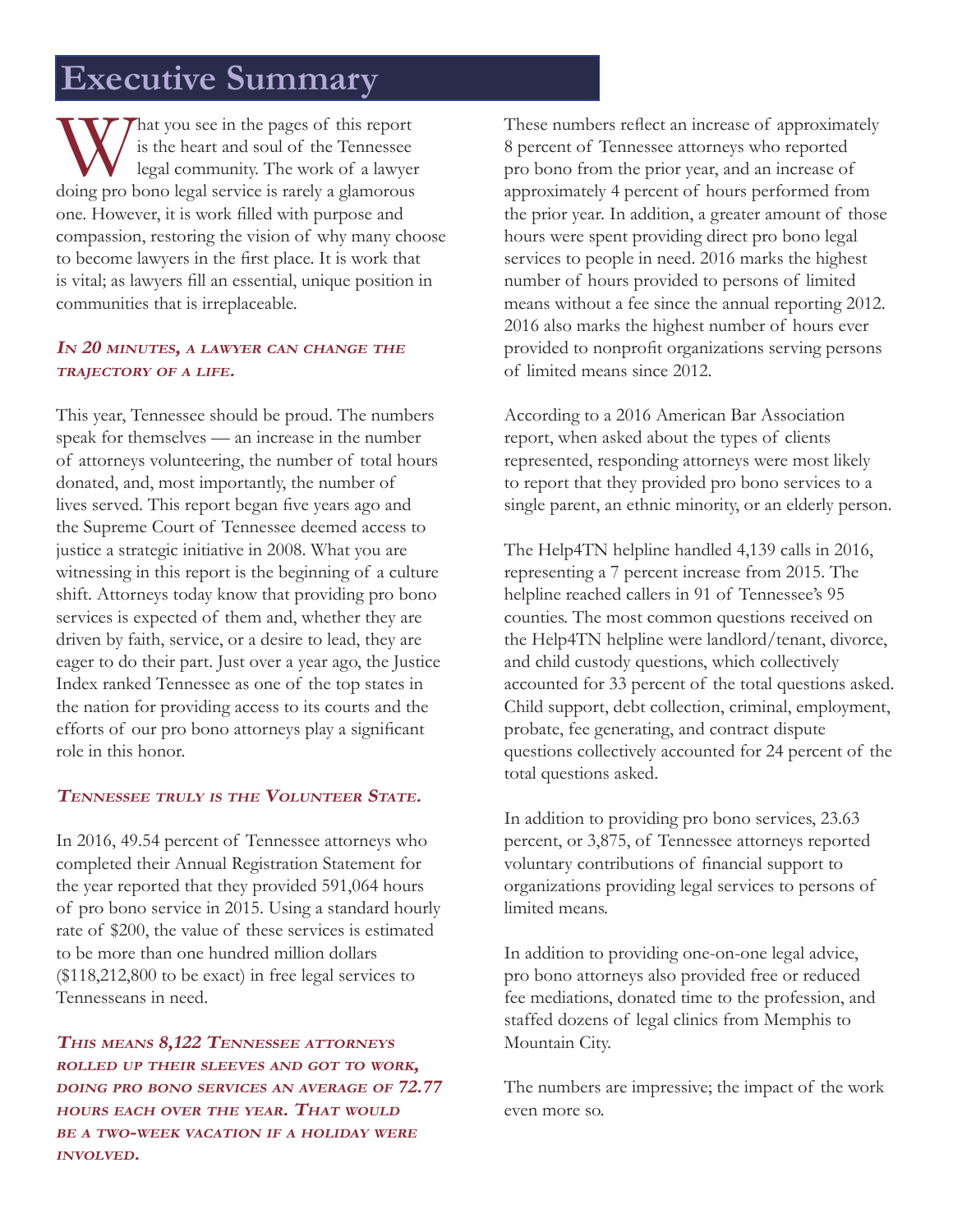# Executive Summary

What you see in the pages of this report is the heart and soul of the Tennessee legal community. The work of a lawyer doing pro bono legal service is rarely a glamorous one. However, it is work filled with purpose and compassion, restoring the vision of why many choose to become lawyers in the first place. It is work that is vital; as lawyers fill an essential, unique position in communities that is irreplaceable.

***In 20 minutes, a lawyer can change the trajectory of a life.***

This year, Tennessee should be proud. The numbers speak for themselves — an increase in the number of attorneys volunteering, the number of total hours donated, and, most importantly, the number of lives served. This report began five years ago and the Supreme Court of Tennessee deemed access to justice a strategic initiative in 2008. What you are witnessing in this report is the beginning of a culture shift. Attorneys today know that providing pro bono services is expected of them and, whether they are driven by faith, service, or a desire to lead, they are eager to do their part. Just over a year ago, the Justice Index ranked Tennessee as one of the top states in the nation for providing access to its courts and the efforts of our pro bono attorneys play a significant role in this honor.

***Tennessee truly is the Volunteer State.***

In 2016, 49.54 percent of Tennessee attorneys who completed their Annual Registration Statement for the year reported that they provided 591,064 hours of pro bono service in 2015. Using a standard hourly rate of $200, the value of these services is estimated to be more than one hundred million dollars ($118,212,800 to be exact) in free legal services to Tennesseans in need.

***This means 8,122 Tennessee attorneys rolled up their sleeves and got to work, doing pro bono services an average of 72.77 hours each over the year. That would be a two-week vacation if a holiday were involved.***

These numbers reflect an increase of approximately 8 percent of Tennessee attorneys who reported pro bono from the prior year, and an increase of approximately 4 percent of hours performed from the prior year. In addition, a greater amount of those hours were spent providing direct pro bono legal services to people in need. 2016 marks the highest number of hours provided to persons of limited means without a fee since the annual reporting 2012. 2016 also marks the highest number of hours ever provided to nonprofit organizations serving persons of limited means since 2012.

According to a 2016 American Bar Association report, when asked about the types of clients represented, responding attorneys were most likely to report that they provided pro bono services to a single parent, an ethnic minority, or an elderly person.

The Help4TN helpline handled 4,139 calls in 2016, representing a 7 percent increase from 2015. The helpline reached callers in 91 of Tennessee's 95 counties. The most common questions received on the Help4TN helpline were landlord/tenant, divorce, and child custody questions, which collectively accounted for 33 percent of the total questions asked. Child support, debt collection, criminal, employment, probate, fee generating, and contract dispute questions collectively accounted for 24 percent of the total questions asked.

In addition to providing pro bono services, 23.63 percent, or 3,875, of Tennessee attorneys reported voluntary contributions of financial support to organizations providing legal services to persons of limited means.

In addition to providing one-on-one legal advice, pro bono attorneys also provided free or reduced fee mediations, donated time to the profession, and staffed dozens of legal clinics from Memphis to Mountain City.

The numbers are impressive; the impact of the work even more so.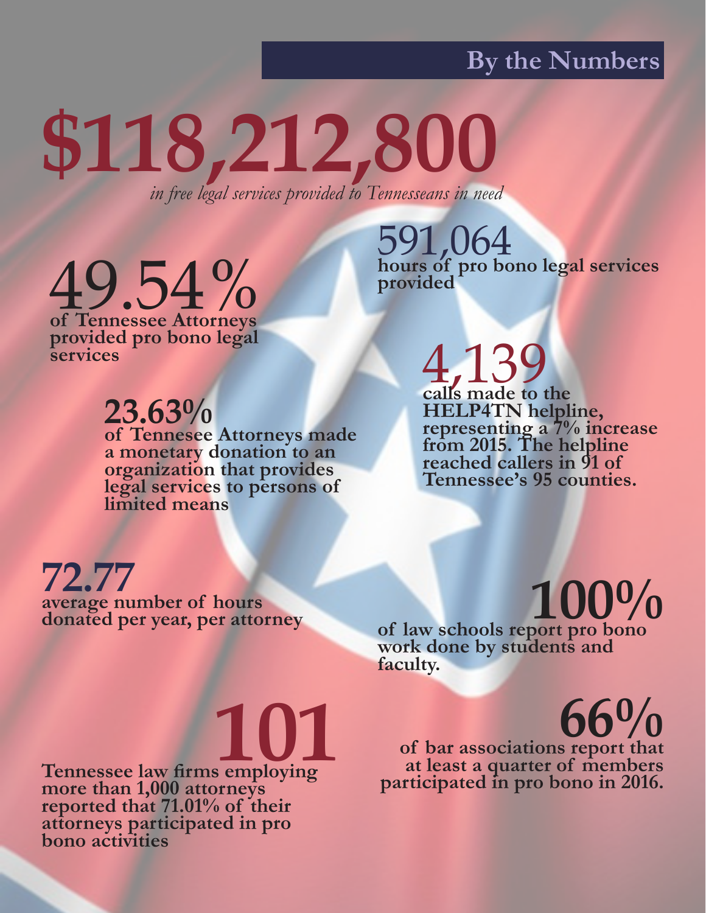## By the Numbers

# $118,212,800

*in free legal services provided to Tennesseans in need*

**49.54%**
**of Tennessee Attorneys provided pro bono legal services**

**591,064**
**hours of pro bono legal services provided**

**23.63%**
**of Tennesee Attorneys made a monetary donation to an organization that provides legal services to persons of limited means**

**4,139**
**calls made to the HELP4TN helpline, representing a 7% increase from 2015. The helpline reached callers in 91 of Tennessee's 95 counties.**

**72.77**
**average number of hours donated per year, per attorney**

**100%**
**of law schools report pro bono work done by students and faculty.**

**101**
**Tennessee law firms employing more than 1,000 attorneys reported that 71.01% of their attorneys participated in pro bono activities**

**66%**
**of bar associations report that at least a quarter of members participated in pro bono in 2016.**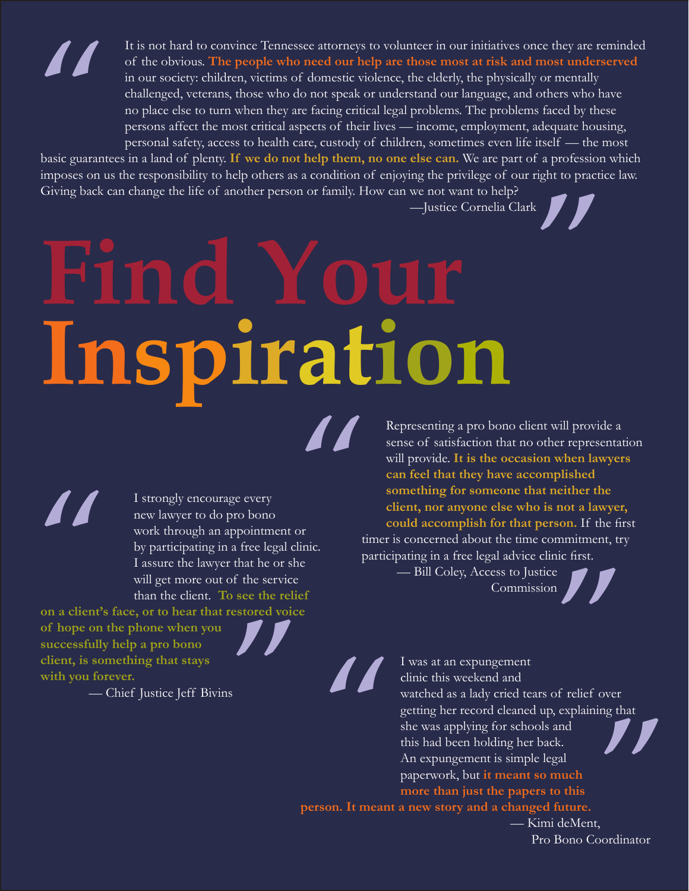> It is not hard to convince Tennessee attorneys to volunteer in our initiatives once they are reminded of the obvious. **The people who need our help are those most at risk and most underserved** in our society: children, victims of domestic violence, the elderly, the physically or mentally challenged, veterans, those who do not speak or understand our language, and others who have no place else to turn when they are facing critical legal problems. The problems faced by these persons affect the most critical aspects of their lives — income, employment, adequate housing, personal safety, access to health care, custody of children, sometimes even life itself — the most basic guarantees in a land of plenty. **If we do not help them, no one else can.** We are part of a profession which imposes on us the responsibility to help others as a condition of enjoying the privilege of our right to practice law. Giving back can change the life of another person or family. How can we not want to help?
>
> —Justice Cornelia Clark

# Find Your Inspiration

> Representing a pro bono client will provide a sense of satisfaction that no other representation will provide. **It is the occasion when lawyers can feel that they have accomplished something for someone that neither the client, nor anyone else who is not a lawyer, could accomplish for that person.** If the first timer is concerned about the time commitment, try participating in a free legal advice clinic first.
>
> — Bill Coley, Access to Justice Commission

> I strongly encourage every new lawyer to do pro bono work through an appointment or by participating in a free legal clinic. I assure the lawyer that he or she will get more out of the service than the client. **To see the relief on a client's face, or to hear that restored voice of hope on the phone when you successfully help a pro bono client, is something that stays with you forever.**
>
> — Chief Justice Jeff Bivins

> I was at an expungement clinic this weekend and watched as a lady cried tears of relief over getting her record cleaned up, explaining that she was applying for schools and this had been holding her back. An expungement is simple legal paperwork, but **it meant so much more than just the papers to this person. It meant a new story and a changed future.**
>
> — Kimi deMent, Pro Bono Coordinator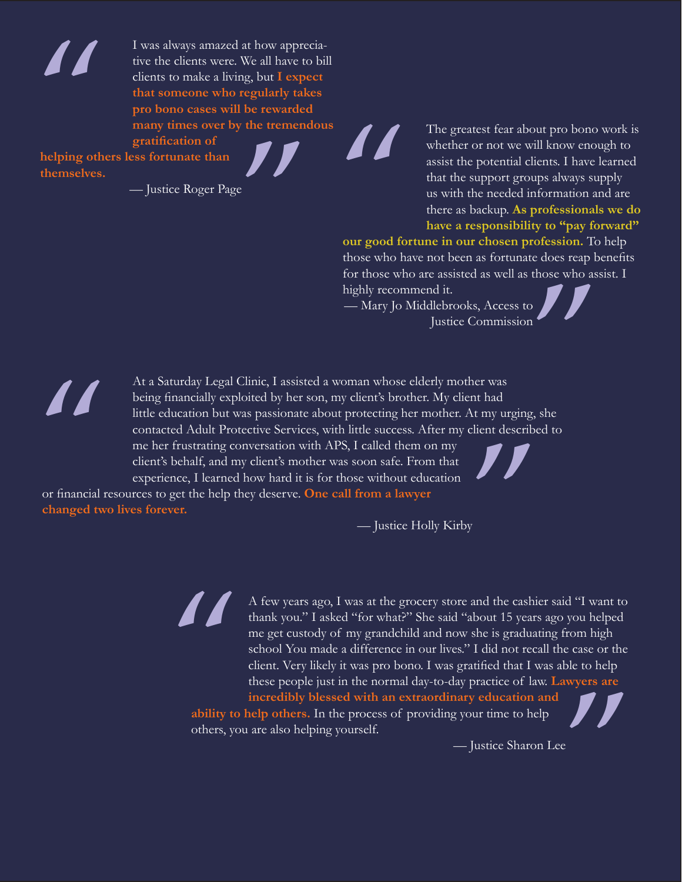> I was always amazed at how appreciative the clients were. We all have to bill clients to make a living, but **I expect that someone who regularly takes pro bono cases will be rewarded many times over by the tremendous gratification of helping others less fortunate than themselves.**
>
> — Justice Roger Page

> The greatest fear about pro bono work is whether or not we will know enough to assist the potential clients. I have learned that the support groups always supply us with the needed information and are there as backup. **As professionals we do have a responsibility to "pay forward" our good fortune in our chosen profession.** To help those who have not been as fortunate does reap benefits for those who are assisted as well as those who assist. I highly recommend it.
>
> — Mary Jo Middlebrooks, Access to Justice Commission

> At a Saturday Legal Clinic, I assisted a woman whose elderly mother was being financially exploited by her son, my client's brother. My client had little education but was passionate about protecting her mother. At my urging, she contacted Adult Protective Services, with little success. After my client described to me her frustrating conversation with APS, I called them on my client's behalf, and my client's mother was soon safe. From that experience, I learned how hard it is for those without education or financial resources to get the help they deserve. **One call from a lawyer changed two lives forever.**
>
> — Justice Holly Kirby

> A few years ago, I was at the grocery store and the cashier said "I want to thank you." I asked "for what?" She said "about 15 years ago you helped me get custody of my grandchild and now she is graduating from high school You made a difference in our lives." I did not recall the case or the client. Very likely it was pro bono. I was gratified that I was able to help these people just in the normal day-to-day practice of law. **Lawyers are incredibly blessed with an extraordinary education and ability to help others.** In the process of providing your time to help others, you are also helping yourself.
>
> — Justice Sharon Lee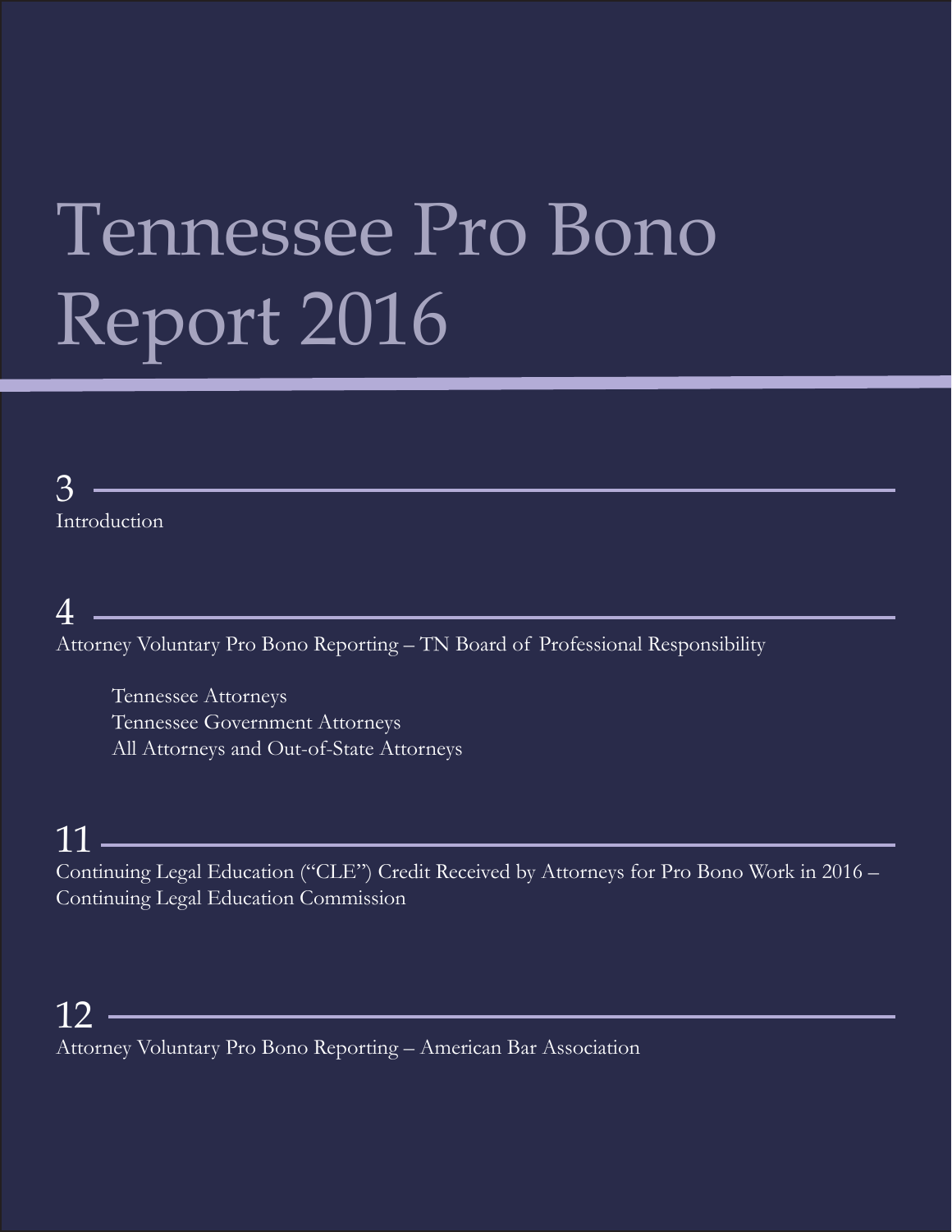# Tennessee Pro Bono Report 2016

3

Introduction

4

Attorney Voluntary Pro Bono Reporting – TN Board of Professional Responsibility

- Tennessee Attorneys
- Tennessee Government Attorneys
- All Attorneys and Out-of-State Attorneys

11

Continuing Legal Education ("CLE") Credit Received by Attorneys for Pro Bono Work in 2016 – Continuing Legal Education Commission

12

Attorney Voluntary Pro Bono Reporting – American Bar Association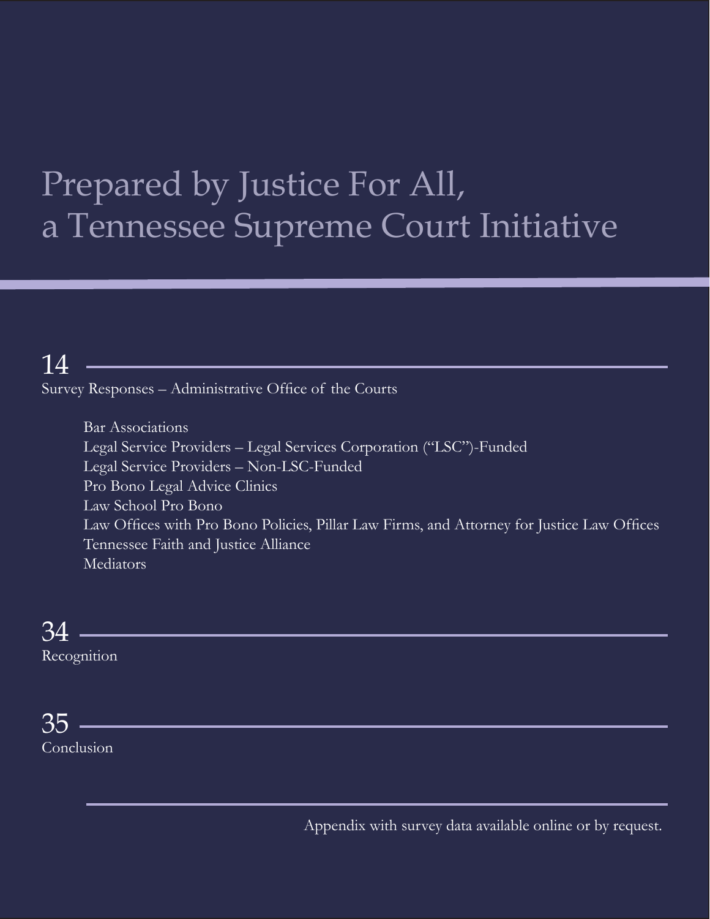# Prepared by Justice For All, a Tennessee Supreme Court Initiative

14

Survey Responses – Administrative Office of the Courts

- Bar Associations
- Legal Service Providers – Legal Services Corporation ("LSC")-Funded
- Legal Service Providers – Non-LSC-Funded
- Pro Bono Legal Advice Clinics
- Law School Pro Bono
- Law Offices with Pro Bono Policies, Pillar Law Firms, and Attorney for Justice Law Offices
- Tennessee Faith and Justice Alliance
- Mediators

34

Recognition

35

Conclusion

Appendix with survey data available online or by request.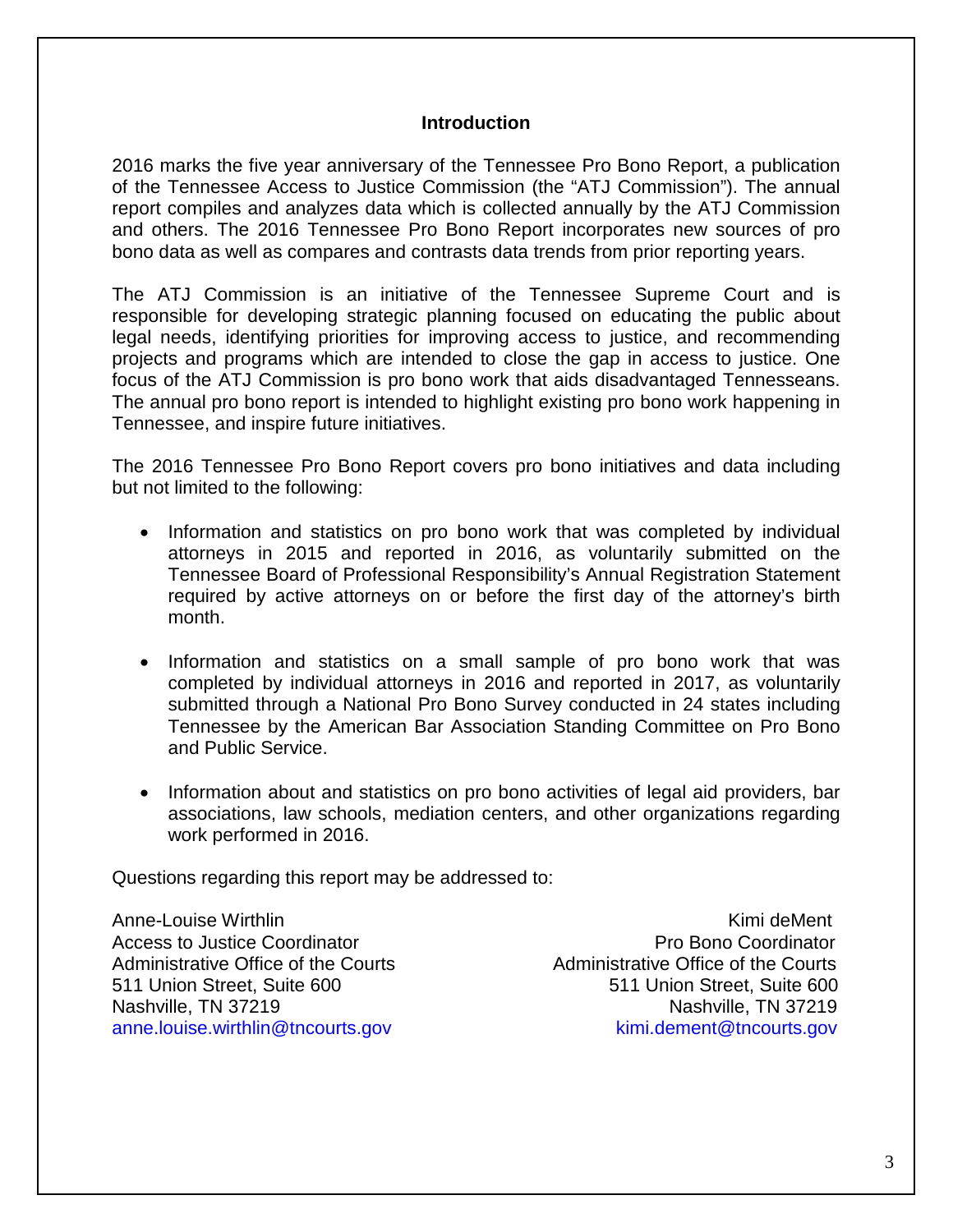## Introduction

2016 marks the five year anniversary of the Tennessee Pro Bono Report, a publication of the Tennessee Access to Justice Commission (the "ATJ Commission"). The annual report compiles and analyzes data which is collected annually by the ATJ Commission and others. The 2016 Tennessee Pro Bono Report incorporates new sources of pro bono data as well as compares and contrasts data trends from prior reporting years.

The ATJ Commission is an initiative of the Tennessee Supreme Court and is responsible for developing strategic planning focused on educating the public about legal needs, identifying priorities for improving access to justice, and recommending projects and programs which are intended to close the gap in access to justice. One focus of the ATJ Commission is pro bono work that aids disadvantaged Tennesseans. The annual pro bono report is intended to highlight existing pro bono work happening in Tennessee, and inspire future initiatives.

The 2016 Tennessee Pro Bono Report covers pro bono initiatives and data including but not limited to the following:

- Information and statistics on pro bono work that was completed by individual attorneys in 2015 and reported in 2016, as voluntarily submitted on the Tennessee Board of Professional Responsibility's Annual Registration Statement required by active attorneys on or before the first day of the attorney's birth month.
- Information and statistics on a small sample of pro bono work that was completed by individual attorneys in 2016 and reported in 2017, as voluntarily submitted through a National Pro Bono Survey conducted in 24 states including Tennessee by the American Bar Association Standing Committee on Pro Bono and Public Service.
- Information about and statistics on pro bono activities of legal aid providers, bar associations, law schools, mediation centers, and other organizations regarding work performed in 2016.

Questions regarding this report may be addressed to:

Anne-Louise Wirthlin
Access to Justice Coordinator
Administrative Office of the Courts
511 Union Street, Suite 600
Nashville, TN 37219
anne.louise.wirthlin@tncourts.gov

Kimi deMent
Pro Bono Coordinator
Administrative Office of the Courts
511 Union Street, Suite 600
Nashville, TN 37219
kimi.dement@tncourts.gov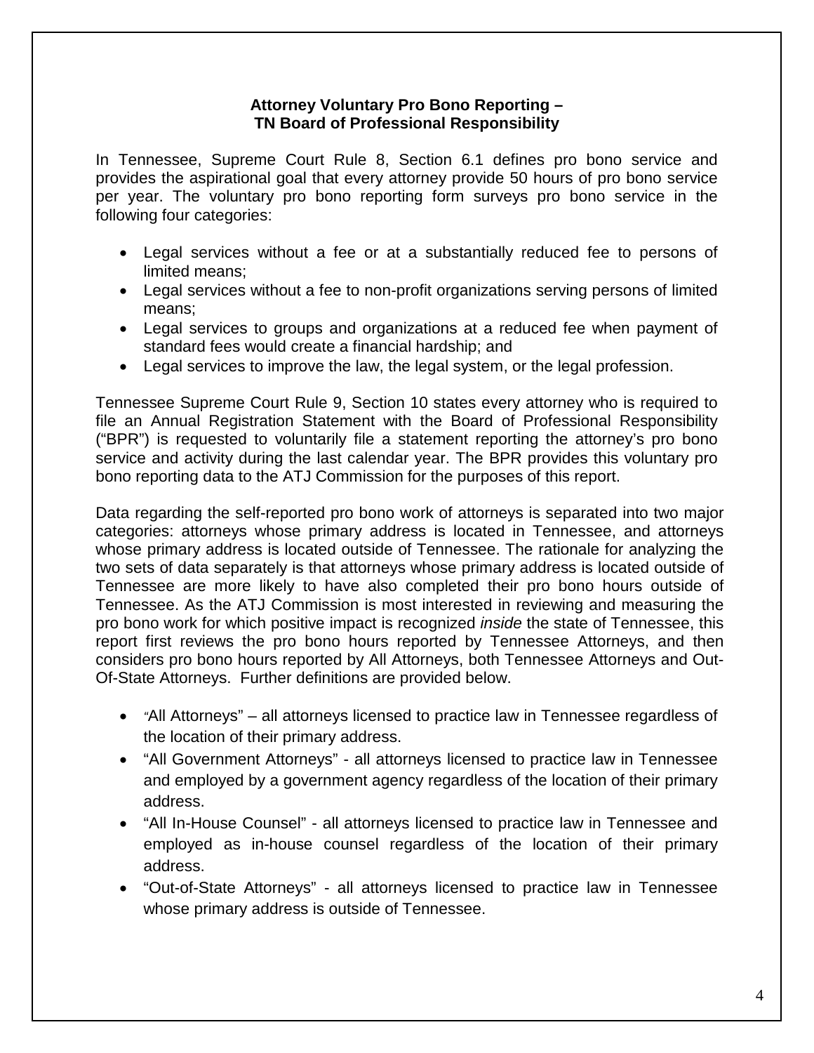## Attorney Voluntary Pro Bono Reporting – TN Board of Professional Responsibility

In Tennessee, Supreme Court Rule 8, Section 6.1 defines pro bono service and provides the aspirational goal that every attorney provide 50 hours of pro bono service per year. The voluntary pro bono reporting form surveys pro bono service in the following four categories:

- Legal services without a fee or at a substantially reduced fee to persons of limited means;
- Legal services without a fee to non-profit organizations serving persons of limited means;
- Legal services to groups and organizations at a reduced fee when payment of standard fees would create a financial hardship; and
- Legal services to improve the law, the legal system, or the legal profession.

Tennessee Supreme Court Rule 9, Section 10 states every attorney who is required to file an Annual Registration Statement with the Board of Professional Responsibility ("BPR") is requested to voluntarily file a statement reporting the attorney's pro bono service and activity during the last calendar year. The BPR provides this voluntary pro bono reporting data to the ATJ Commission for the purposes of this report.

Data regarding the self-reported pro bono work of attorneys is separated into two major categories: attorneys whose primary address is located in Tennessee, and attorneys whose primary address is located outside of Tennessee. The rationale for analyzing the two sets of data separately is that attorneys whose primary address is located outside of Tennessee are more likely to have also completed their pro bono hours outside of Tennessee. As the ATJ Commission is most interested in reviewing and measuring the pro bono work for which positive impact is recognized *inside* the state of Tennessee, this report first reviews the pro bono hours reported by Tennessee Attorneys, and then considers pro bono hours reported by All Attorneys, both Tennessee Attorneys and Out-Of-State Attorneys. Further definitions are provided below.

- "All Attorneys" – all attorneys licensed to practice law in Tennessee regardless of the location of their primary address.
- "All Government Attorneys" - all attorneys licensed to practice law in Tennessee and employed by a government agency regardless of the location of their primary address.
- "All In-House Counsel" - all attorneys licensed to practice law in Tennessee and employed as in-house counsel regardless of the location of their primary address.
- "Out-of-State Attorneys" - all attorneys licensed to practice law in Tennessee whose primary address is outside of Tennessee.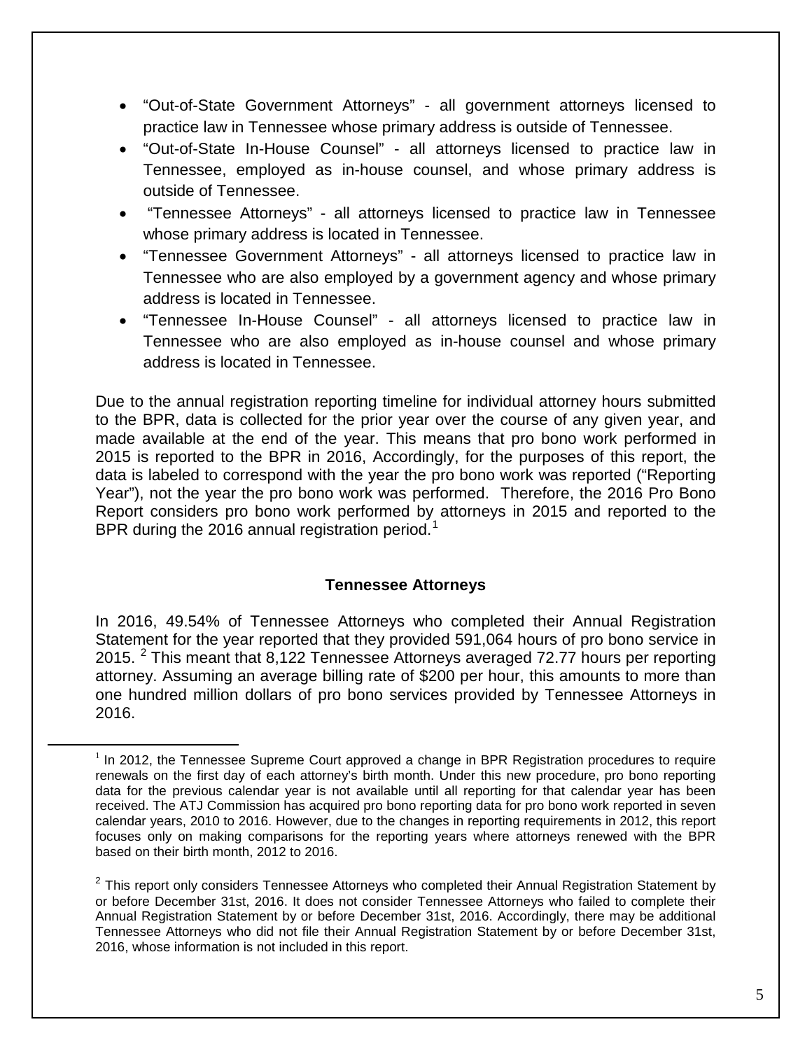- "Out-of-State Government Attorneys" - all government attorneys licensed to practice law in Tennessee whose primary address is outside of Tennessee.
- "Out-of-State In-House Counsel" - all attorneys licensed to practice law in Tennessee, employed as in-house counsel, and whose primary address is outside of Tennessee.
- "Tennessee Attorneys" - all attorneys licensed to practice law in Tennessee whose primary address is located in Tennessee.
- "Tennessee Government Attorneys" - all attorneys licensed to practice law in Tennessee who are also employed by a government agency and whose primary address is located in Tennessee.
- "Tennessee In-House Counsel" - all attorneys licensed to practice law in Tennessee who are also employed as in-house counsel and whose primary address is located in Tennessee.

Due to the annual registration reporting timeline for individual attorney hours submitted to the BPR, data is collected for the prior year over the course of any given year, and made available at the end of the year. This means that pro bono work performed in 2015 is reported to the BPR in 2016, Accordingly, for the purposes of this report, the data is labeled to correspond with the year the pro bono work was reported ("Reporting Year"), not the year the pro bono work was performed. Therefore, the 2016 Pro Bono Report considers pro bono work performed by attorneys in 2015 and reported to the BPR during the 2016 annual registration period.[1]

**Tennessee Attorneys**

In 2016, 49.54% of Tennessee Attorneys who completed their Annual Registration Statement for the year reported that they provided 591,064 hours of pro bono service in 2015. [2] This meant that 8,122 Tennessee Attorneys averaged 72.77 hours per reporting attorney. Assuming an average billing rate of $200 per hour, this amounts to more than one hundred million dollars of pro bono services provided by Tennessee Attorneys in 2016.

[1] In 2012, the Tennessee Supreme Court approved a change in BPR Registration procedures to require renewals on the first day of each attorney's birth month. Under this new procedure, pro bono reporting data for the previous calendar year is not available until all reporting for that calendar year has been received. The ATJ Commission has acquired pro bono reporting data for pro bono work reported in seven calendar years, 2010 to 2016. However, due to the changes in reporting requirements in 2012, this report focuses only on making comparisons for the reporting years where attorneys renewed with the BPR based on their birth month, 2012 to 2016.

[2] This report only considers Tennessee Attorneys who completed their Annual Registration Statement by or before December 31st, 2016. It does not consider Tennessee Attorneys who failed to complete their Annual Registration Statement by or before December 31st, 2016. Accordingly, there may be additional Tennessee Attorneys who did not file their Annual Registration Statement by or before December 31st, 2016, whose information is not included in this report.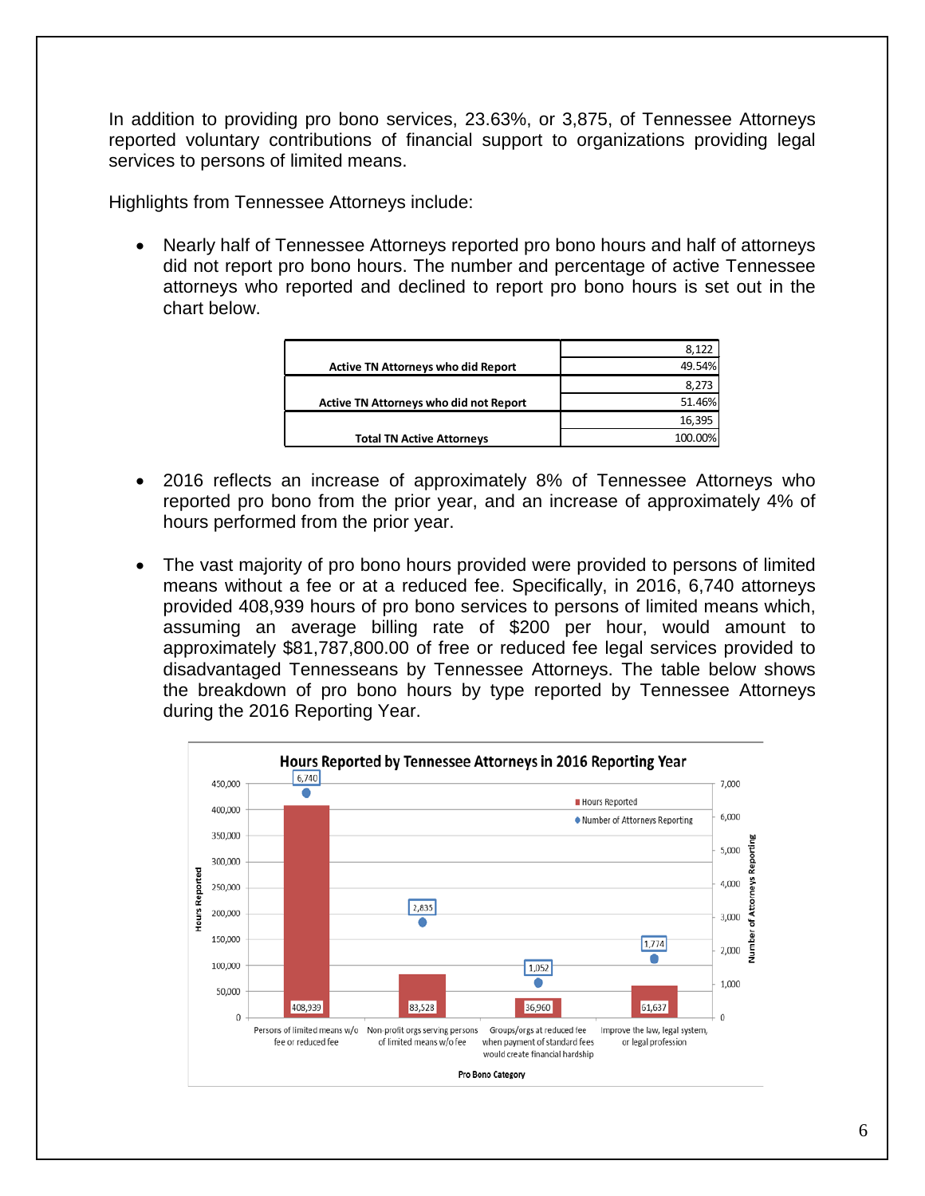In addition to providing pro bono services, 23.63%, or 3,875, of Tennessee Attorneys reported voluntary contributions of financial support to organizations providing legal services to persons of limited means.

Highlights from Tennessee Attorneys include:

- Nearly half of Tennessee Attorneys reported pro bono hours and half of attorneys did not report pro bono hours. The number and percentage of active Tennessee attorneys who reported and declined to report pro bono hours is set out in the chart below.

| | |
|---|---|
| **Active TN Attorneys who did Report** | 8,122<br>49.54% |
| **Active TN Attorneys who did not Report** | 8,273<br>51.46% |
| **Total TN Active Attorneys** | 16,395<br>100.00% |

- 2016 reflects an increase of approximately 8% of Tennessee Attorneys who reported pro bono from the prior year, and an increase of approximately 4% of hours performed from the prior year.

- The vast majority of pro bono hours provided were provided to persons of limited means without a fee or at a reduced fee. Specifically, in 2016, 6,740 attorneys provided 408,939 hours of pro bono services to persons of limited means which, assuming an average billing rate of $200 per hour, would amount to approximately $81,787,800.00 of free or reduced fee legal services provided to disadvantaged Tennesseans by Tennessee Attorneys. The table below shows the breakdown of pro bono hours by type reported by Tennessee Attorneys during the 2016 Reporting Year.

Hours Reported by Tennessee Attorneys in 2016 Reporting Year

Hours Reported
Number of Attorneys Reporting

Persons of limited means w/o fee or reduced fee: 408,939; 6,740
Non-profit orgs serving persons of limited means w/o fee: 83,528; 2,835
Groups/orgs at reduced fee when payment of standard fees would create financial hardship: 36,960; 1,052
Improve the law, legal system, or legal profession: 61,637; 1,774

Pro Bono Category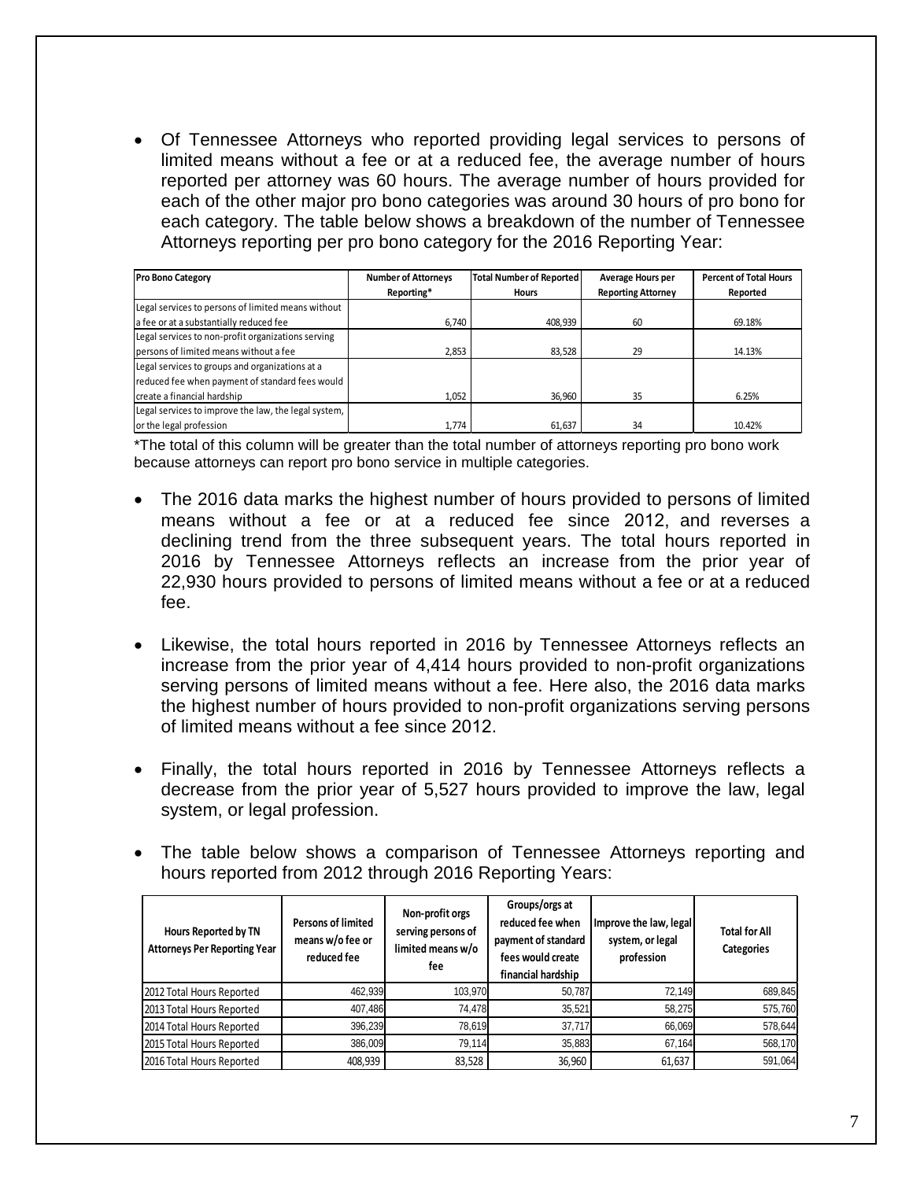- Of Tennessee Attorneys who reported providing legal services to persons of limited means without a fee or at a reduced fee, the average number of hours reported per attorney was 60 hours. The average number of hours provided for each of the other major pro bono categories was around 30 hours of pro bono for each category. The table below shows a breakdown of the number of Tennessee Attorneys reporting per pro bono category for the 2016 Reporting Year:

| Pro Bono Category | Number of Attorneys Reporting* | Total Number of Reported Hours | Average Hours per Reporting Attorney | Percent of Total Hours Reported |
|---|---|---|---|---|
| Legal services to persons of limited means without a fee or at a substantially reduced fee | 6,740 | 408,939 | 60 | 69.18% |
| Legal services to non-profit organizations serving persons of limited means without a fee | 2,853 | 83,528 | 29 | 14.13% |
| Legal services to groups and organizations at a reduced fee when payment of standard fees would create a financial hardship | 1,052 | 36,960 | 35 | 6.25% |
| Legal services to improve the law, the legal system, or the legal profession | 1,774 | 61,637 | 34 | 10.42% |

*The total of this column will be greater than the total number of attorneys reporting pro bono work because attorneys can report pro bono service in multiple categories.

- The 2016 data marks the highest number of hours provided to persons of limited means without a fee or at a reduced fee since 2012, and reverses a declining trend from the three subsequent years. The total hours reported in 2016 by Tennessee Attorneys reflects an increase from the prior year of 22,930 hours provided to persons of limited means without a fee or at a reduced fee.

- Likewise, the total hours reported in 2016 by Tennessee Attorneys reflects an increase from the prior year of 4,414 hours provided to non-profit organizations serving persons of limited means without a fee. Here also, the 2016 data marks the highest number of hours provided to non-profit organizations serving persons of limited means without a fee since 2012.

- Finally, the total hours reported in 2016 by Tennessee Attorneys reflects a decrease from the prior year of 5,527 hours provided to improve the law, legal system, or legal profession.

- The table below shows a comparison of Tennessee Attorneys reporting and hours reported from 2012 through 2016 Reporting Years:

| Hours Reported by TN Attorneys Per Reporting Year | Persons of limited means w/o fee or reduced fee | Non-profit orgs serving persons of limited means w/o fee | Groups/orgs at reduced fee when payment of standard fees would create financial hardship | Improve the law, legal system, or legal profession | Total for All Categories |
|---|---|---|---|---|---|
| 2012 Total Hours Reported | 462,939 | 103,970 | 50,787 | 72,149 | 689,845 |
| 2013 Total Hours Reported | 407,486 | 74,478 | 35,521 | 58,275 | 575,760 |
| 2014 Total Hours Reported | 396,239 | 78,619 | 37,717 | 66,069 | 578,644 |
| 2015 Total Hours Reported | 386,009 | 79,114 | 35,883 | 67,164 | 568,170 |
| 2016 Total Hours Reported | 408,939 | 83,528 | 36,960 | 61,637 | 591,064 |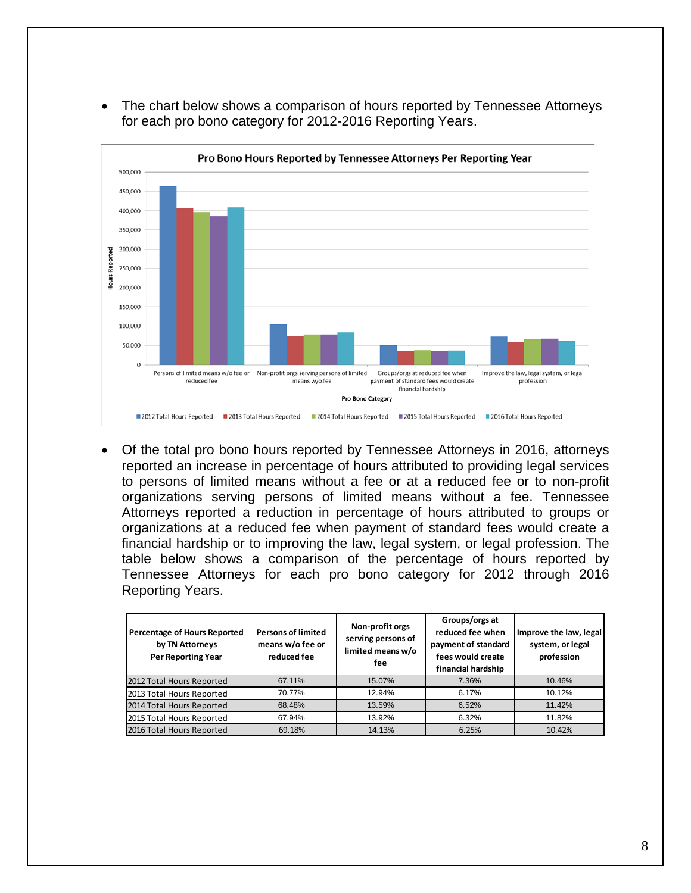- The chart below shows a comparison of hours reported by Tennessee Attorneys for each pro bono category for 2012-2016 Reporting Years.

Pro Bono Hours Reported by Tennessee Attorneys Per Reporting Year

Hours Reported

500,000
450,000
400,000
350,000
300,000
250,000
200,000
150,000
100,000
50,000
0

Persons of limited means w/o fee or reduced fee
Non-profit orgs serving persons of limited means w/o fee
Groups/orgs at reduced fee when payment of standard fees would create financial hardship
Improve the law, legal system, or legal profession

Pro Bono Category

2012 Total Hours Reported
2013 Total Hours Reported
2014 Total Hours Reported
2015 Total Hours Reported
2016 Total Hours Reported

- Of the total pro bono hours reported by Tennessee Attorneys in 2016, attorneys reported an increase in percentage of hours attributed to providing legal services to persons of limited means without a fee or at a reduced fee or to non-profit organizations serving persons of limited means without a fee. Tennessee Attorneys reported a reduction in percentage of hours attributed to groups or organizations at a reduced fee when payment of standard fees would create a financial hardship or to improving the law, legal system, or legal profession. The table below shows a comparison of the percentage of hours reported by Tennessee Attorneys for each pro bono category for 2012 through 2016 Reporting Years.

| Percentage of Hours Reported by TN Attorneys Per Reporting Year | Persons of limited means w/o fee or reduced fee | Non-profit orgs serving persons of limited means w/o fee | Groups/orgs at reduced fee when payment of standard fees would create financial hardship | Improve the law, legal system, or legal profession |
|---|---|---|---|---|
| 2012 Total Hours Reported | 67.11% | 15.07% | 7.36% | 10.46% |
| 2013 Total Hours Reported | 70.77% | 12.94% | 6.17% | 10.12% |
| 2014 Total Hours Reported | 68.48% | 13.59% | 6.52% | 11.42% |
| 2015 Total Hours Reported | 67.94% | 13.92% | 6.32% | 11.82% |
| 2016 Total Hours Reported | 69.18% | 14.13% | 6.25% | 10.42% |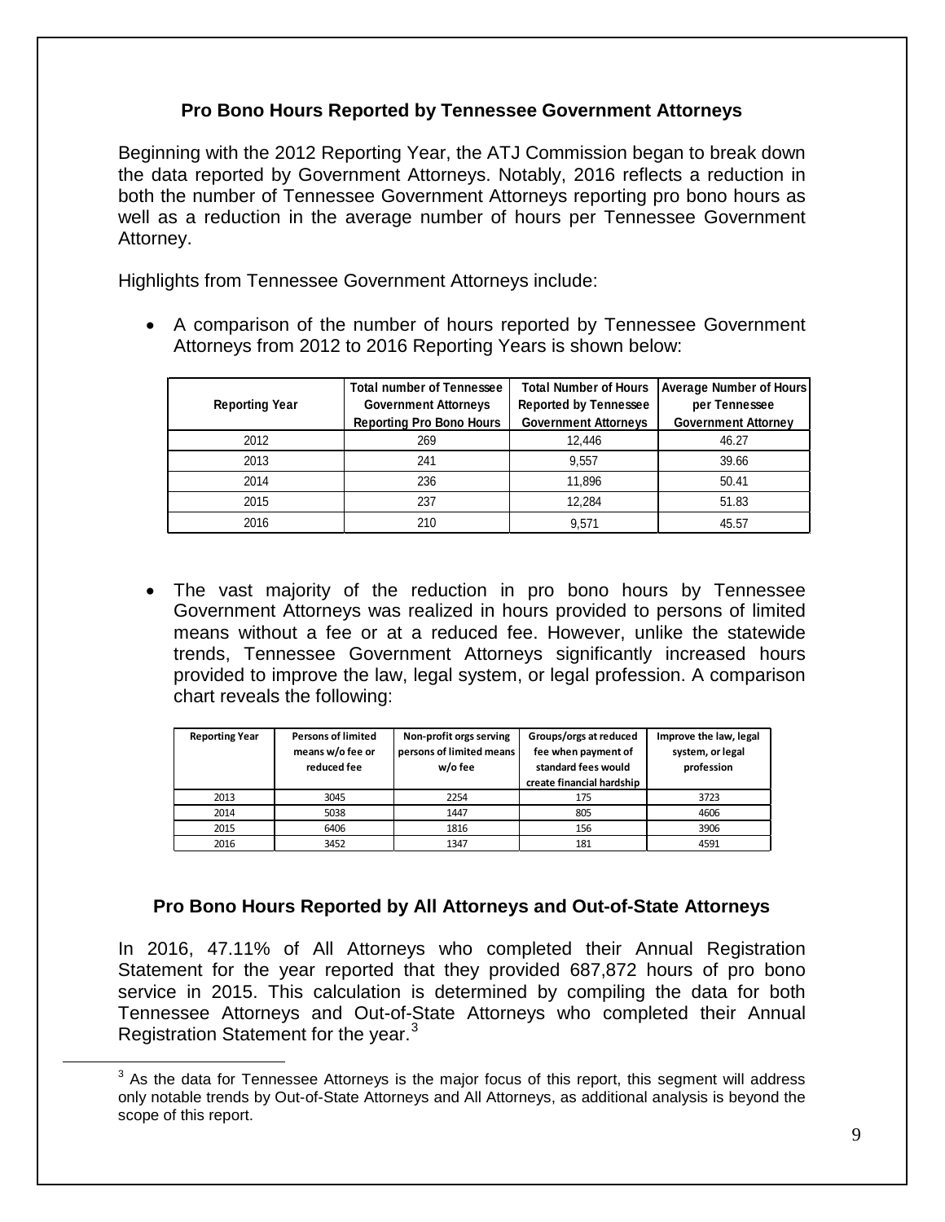## Pro Bono Hours Reported by Tennessee Government Attorneys

Beginning with the 2012 Reporting Year, the ATJ Commission began to break down the data reported by Government Attorneys. Notably, 2016 reflects a reduction in both the number of Tennessee Government Attorneys reporting pro bono hours as well as a reduction in the average number of hours per Tennessee Government Attorney.

Highlights from Tennessee Government Attorneys include:

- A comparison of the number of hours reported by Tennessee Government Attorneys from 2012 to 2016 Reporting Years is shown below:

| Reporting Year | Total number of Tennessee Government Attorneys Reporting Pro Bono Hours | Total Number of Hours Reported by Tennessee Government Attorneys | Average Number of Hours per Tennessee Government Attorney |
|---|---|---|---|
| 2012 | 269 | 12,446 | 46.27 |
| 2013 | 241 | 9,557 | 39.66 |
| 2014 | 236 | 11,896 | 50.41 |
| 2015 | 237 | 12,284 | 51.83 |
| 2016 | 210 | 9,571 | 45.57 |

- The vast majority of the reduction in pro bono hours by Tennessee Government Attorneys was realized in hours provided to persons of limited means without a fee or at a reduced fee. However, unlike the statewide trends, Tennessee Government Attorneys significantly increased hours provided to improve the law, legal system, or legal profession. A comparison chart reveals the following:

| Reporting Year | Persons of limited means w/o fee or reduced fee | Non-profit orgs serving persons of limited means w/o fee | Groups/orgs at reduced fee when payment of standard fees would create financial hardship | Improve the law, legal system, or legal profession |
|---|---|---|---|---|
| 2013 | 3045 | 2254 | 175 | 3723 |
| 2014 | 5038 | 1447 | 805 | 4606 |
| 2015 | 6406 | 1816 | 156 | 3906 |
| 2016 | 3452 | 1347 | 181 | 4591 |

## Pro Bono Hours Reported by All Attorneys and Out-of-State Attorneys

In 2016, 47.11% of All Attorneys who completed their Annual Registration Statement for the year reported that they provided 687,872 hours of pro bono service in 2015. This calculation is determined by compiling the data for both Tennessee Attorneys and Out-of-State Attorneys who completed their Annual Registration Statement for the year.[3]

[3] As the data for Tennessee Attorneys is the major focus of this report, this segment will address only notable trends by Out-of-State Attorneys and All Attorneys, as additional analysis is beyond the scope of this report.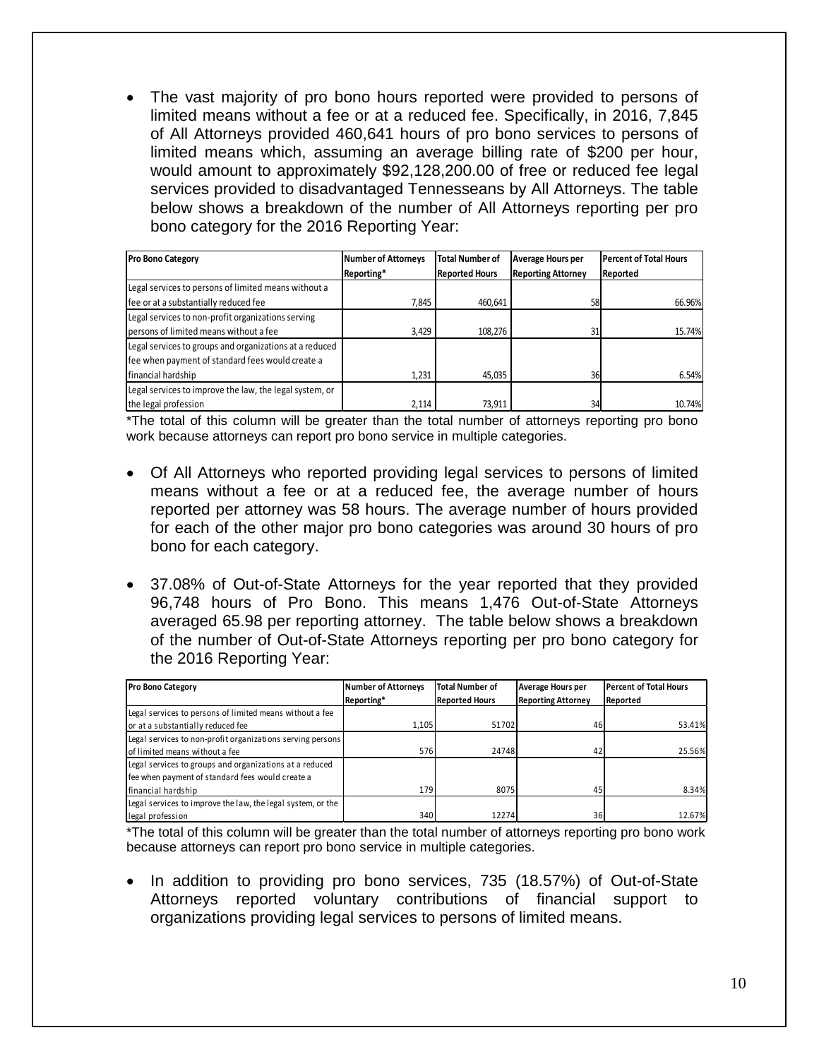- The vast majority of pro bono hours reported were provided to persons of limited means without a fee or at a reduced fee. Specifically, in 2016, 7,845 of All Attorneys provided 460,641 hours of pro bono services to persons of limited means which, assuming an average billing rate of $200 per hour, would amount to approximately $92,128,200.00 of free or reduced fee legal services provided to disadvantaged Tennesseans by All Attorneys. The table below shows a breakdown of the number of All Attorneys reporting per pro bono category for the 2016 Reporting Year:

| Pro Bono Category | Number of Attorneys Reporting* | Total Number of Reported Hours | Average Hours per Reporting Attorney | Percent of Total Hours Reported |
|---|---|---|---|---|
| Legal services to persons of limited means without a fee or at a substantially reduced fee | 7,845 | 460,641 | 58 | 66.96% |
| Legal services to non-profit organizations serving persons of limited means without a fee | 3,429 | 108,276 | 31 | 15.74% |
| Legal services to groups and organizations at a reduced fee when payment of standard fees would create a financial hardship | 1,231 | 45,035 | 36 | 6.54% |
| Legal services to improve the law, the legal system, or the legal profession | 2,114 | 73,911 | 34 | 10.74% |

*The total of this column will be greater than the total number of attorneys reporting pro bono work because attorneys can report pro bono service in multiple categories.

- Of All Attorneys who reported providing legal services to persons of limited means without a fee or at a reduced fee, the average number of hours reported per attorney was 58 hours. The average number of hours provided for each of the other major pro bono categories was around 30 hours of pro bono for each category.

- 37.08% of Out-of-State Attorneys for the year reported that they provided 96,748 hours of Pro Bono. This means 1,476 Out-of-State Attorneys averaged 65.98 per reporting attorney. The table below shows a breakdown of the number of Out-of-State Attorneys reporting per pro bono category for the 2016 Reporting Year:

| Pro Bono Category | Number of Attorneys Reporting* | Total Number of Reported Hours | Average Hours per Reporting Attorney | Percent of Total Hours Reported |
|---|---|---|---|---|
| Legal services to persons of limited means without a fee or at a substantially reduced fee | 1,105 | 51702 | 46 | 53.41% |
| Legal services to non-profit organizations serving persons of limited means without a fee | 576 | 24748 | 42 | 25.56% |
| Legal services to groups and organizations at a reduced fee when payment of standard fees would create a financial hardship | 179 | 8075 | 45 | 8.34% |
| Legal services to improve the law, the legal system, or the legal profession | 340 | 12274 | 36 | 12.67% |

*The total of this column will be greater than the total number of attorneys reporting pro bono work because attorneys can report pro bono service in multiple categories.

- In addition to providing pro bono services, 735 (18.57%) of Out-of-State Attorneys reported voluntary contributions of financial support to organizations providing legal services to persons of limited means.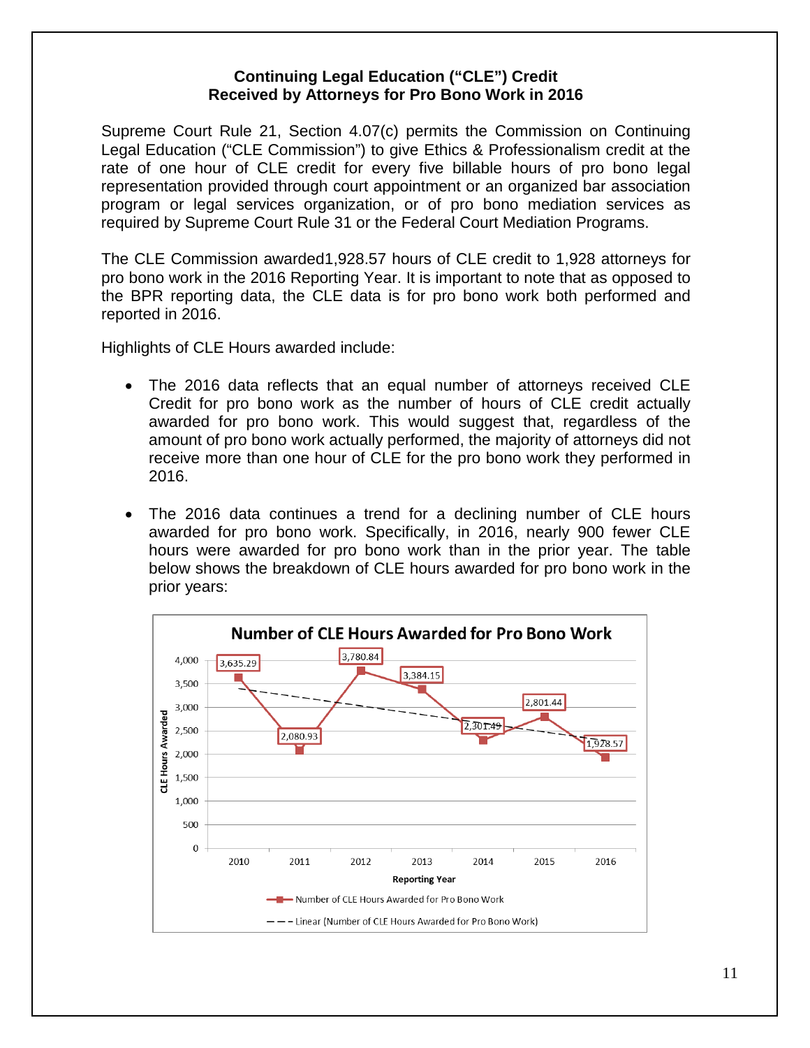**Continuing Legal Education ("CLE") Credit**
**Received by Attorneys for Pro Bono Work in 2016**

Supreme Court Rule 21, Section 4.07(c) permits the Commission on Continuing Legal Education ("CLE Commission") to give Ethics & Professionalism credit at the rate of one hour of CLE credit for every five billable hours of pro bono legal representation provided through court appointment or an organized bar association program or legal services organization, or of pro bono mediation services as required by Supreme Court Rule 31 or the Federal Court Mediation Programs.

The CLE Commission awarded1,928.57 hours of CLE credit to 1,928 attorneys for pro bono work in the 2016 Reporting Year. It is important to note that as opposed to the BPR reporting data, the CLE data is for pro bono work both performed and reported in 2016.

Highlights of CLE Hours awarded include:

- The 2016 data reflects that an equal number of attorneys received CLE Credit for pro bono work as the number of hours of CLE credit actually awarded for pro bono work. This would suggest that, regardless of the amount of pro bono work actually performed, the majority of attorneys did not receive more than one hour of CLE for the pro bono work they performed in 2016.

- The 2016 data continues a trend for a declining number of CLE hours awarded for pro bono work. Specifically, in 2016, nearly 900 fewer CLE hours were awarded for pro bono work than in the prior year. The table below shows the breakdown of CLE hours awarded for pro bono work in the prior years:

Number of CLE Hours Awarded for Pro Bono Work

CLE Hours Awarded

4,000
3,500
3,000
2,500
2,000
1,500
1,000
500
0

3,635.29
2,080.93
3,780.84
3,384.15
2,301.49
2,801.44
1,928.57

2010 2011 2012 2013 2014 2015 2016

Reporting Year

Number of CLE Hours Awarded for Pro Bono Work

Linear (Number of CLE Hours Awarded for Pro Bono Work)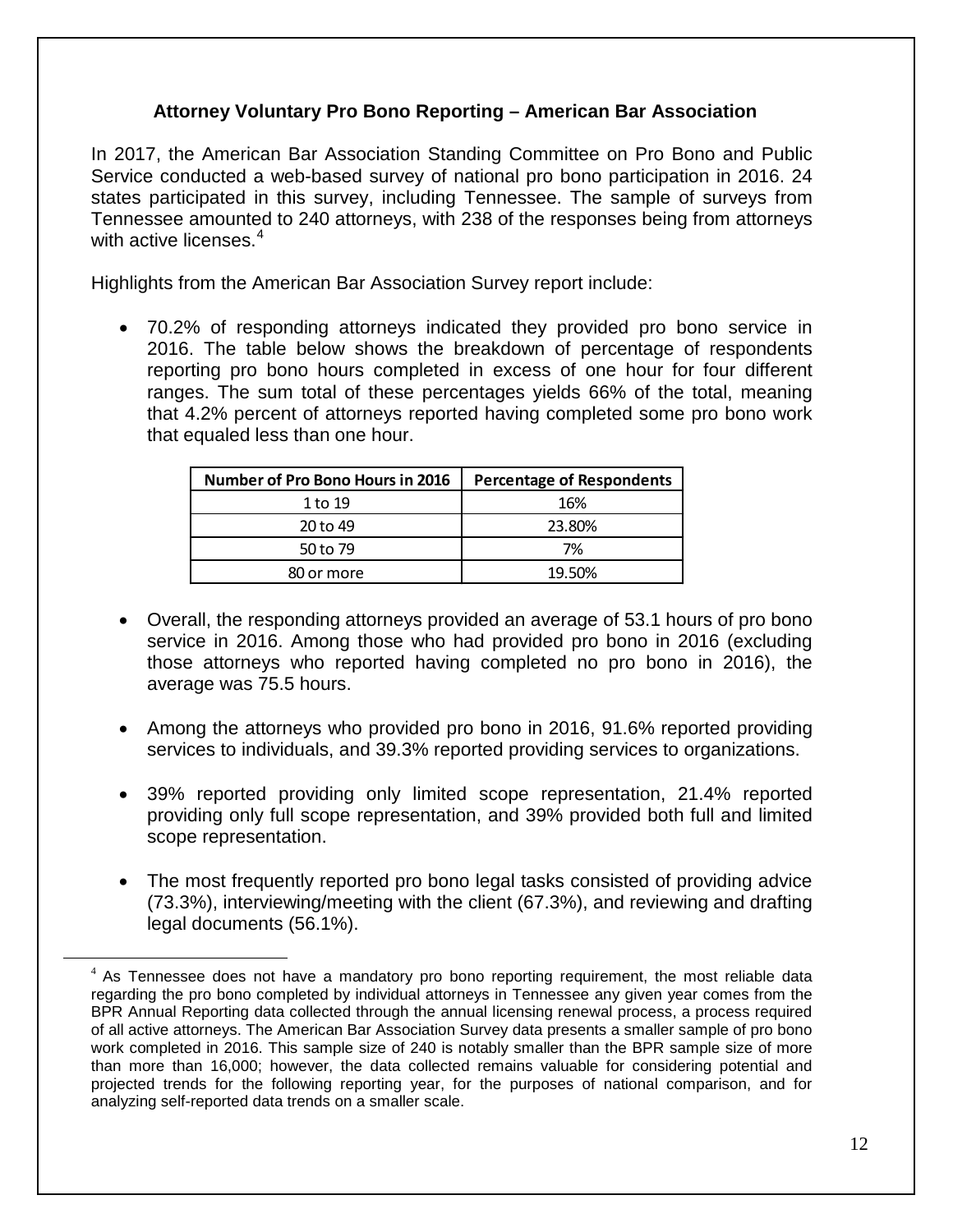### Attorney Voluntary Pro Bono Reporting – American Bar Association

In 2017, the American Bar Association Standing Committee on Pro Bono and Public Service conducted a web-based survey of national pro bono participation in 2016. 24 states participated in this survey, including Tennessee. The sample of surveys from Tennessee amounted to 240 attorneys, with 238 of the responses being from attorneys with active licenses.[4]

Highlights from the American Bar Association Survey report include:

- 70.2% of responding attorneys indicated they provided pro bono service in 2016. The table below shows the breakdown of percentage of respondents reporting pro bono hours completed in excess of one hour for four different ranges. The sum total of these percentages yields 66% of the total, meaning that 4.2% percent of attorneys reported having completed some pro bono work that equaled less than one hour.

| Number of Pro Bono Hours in 2016 | Percentage of Respondents |
|---|---|
| 1 to 19 | 16% |
| 20 to 49 | 23.80% |
| 50 to 79 | 7% |
| 80 or more | 19.50% |

- Overall, the responding attorneys provided an average of 53.1 hours of pro bono service in 2016. Among those who had provided pro bono in 2016 (excluding those attorneys who reported having completed no pro bono in 2016), the average was 75.5 hours.

- Among the attorneys who provided pro bono in 2016, 91.6% reported providing services to individuals, and 39.3% reported providing services to organizations.

- 39% reported providing only limited scope representation, 21.4% reported providing only full scope representation, and 39% provided both full and limited scope representation.

- The most frequently reported pro bono legal tasks consisted of providing advice (73.3%), interviewing/meeting with the client (67.3%), and reviewing and drafting legal documents (56.1%).

[4] As Tennessee does not have a mandatory pro bono reporting requirement, the most reliable data regarding the pro bono completed by individual attorneys in Tennessee any given year comes from the BPR Annual Reporting data collected through the annual licensing renewal process, a process required of all active attorneys. The American Bar Association Survey data presents a smaller sample of pro bono work completed in 2016. This sample size of 240 is notably smaller than the BPR sample size of more than more than 16,000; however, the data collected remains valuable for considering potential and projected trends for the following reporting year, for the purposes of national comparison, and for analyzing self-reported data trends on a smaller scale.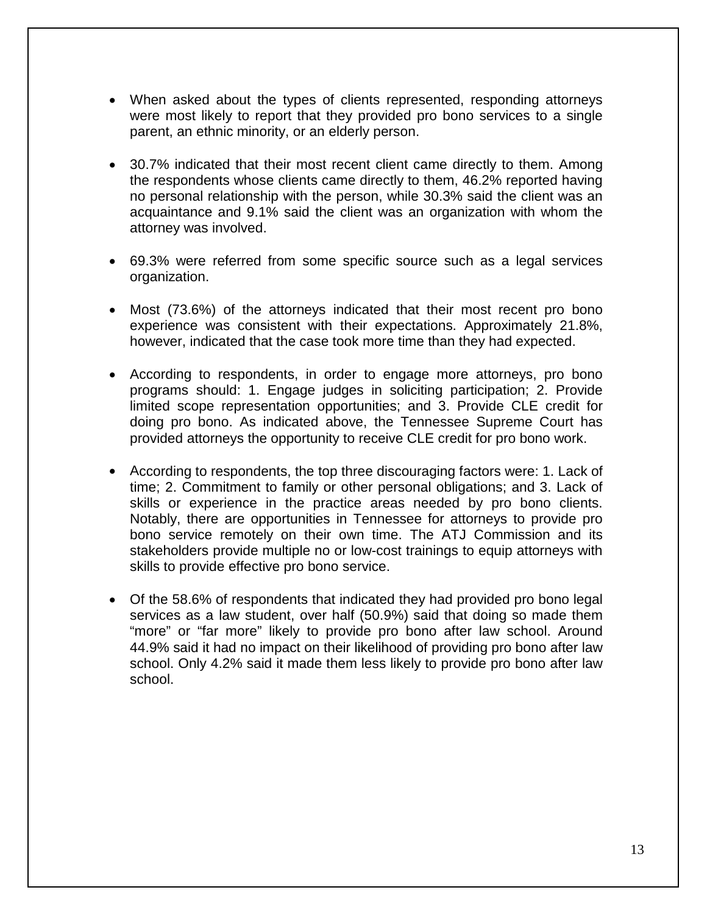- When asked about the types of clients represented, responding attorneys were most likely to report that they provided pro bono services to a single parent, an ethnic minority, or an elderly person.

- 30.7% indicated that their most recent client came directly to them. Among the respondents whose clients came directly to them, 46.2% reported having no personal relationship with the person, while 30.3% said the client was an acquaintance and 9.1% said the client was an organization with whom the attorney was involved.

- 69.3% were referred from some specific source such as a legal services organization.

- Most (73.6%) of the attorneys indicated that their most recent pro bono experience was consistent with their expectations. Approximately 21.8%, however, indicated that the case took more time than they had expected.

- According to respondents, in order to engage more attorneys, pro bono programs should: 1. Engage judges in soliciting participation; 2. Provide limited scope representation opportunities; and 3. Provide CLE credit for doing pro bono. As indicated above, the Tennessee Supreme Court has provided attorneys the opportunity to receive CLE credit for pro bono work.

- According to respondents, the top three discouraging factors were: 1. Lack of time; 2. Commitment to family or other personal obligations; and 3. Lack of skills or experience in the practice areas needed by pro bono clients. Notably, there are opportunities in Tennessee for attorneys to provide pro bono service remotely on their own time. The ATJ Commission and its stakeholders provide multiple no or low-cost trainings to equip attorneys with skills to provide effective pro bono service.

- Of the 58.6% of respondents that indicated they had provided pro bono legal services as a law student, over half (50.9%) said that doing so made them "more" or "far more" likely to provide pro bono after law school. Around 44.9% said it had no impact on their likelihood of providing pro bono after law school. Only 4.2% said it made them less likely to provide pro bono after law school.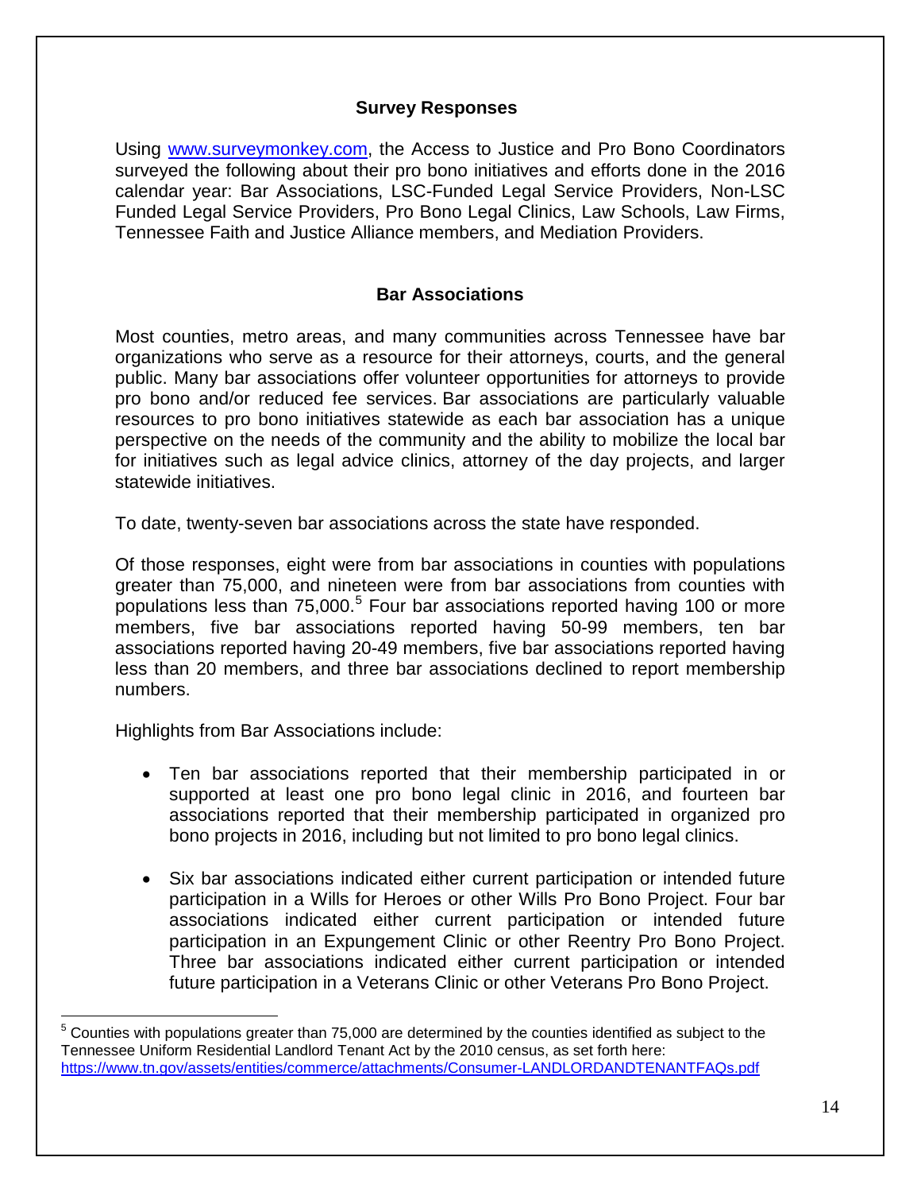## Survey Responses

Using www.surveymonkey.com, the Access to Justice and Pro Bono Coordinators surveyed the following about their pro bono initiatives and efforts done in the 2016 calendar year: Bar Associations, LSC-Funded Legal Service Providers, Non-LSC Funded Legal Service Providers, Pro Bono Legal Clinics, Law Schools, Law Firms, Tennessee Faith and Justice Alliance members, and Mediation Providers.

## Bar Associations

Most counties, metro areas, and many communities across Tennessee have bar organizations who serve as a resource for their attorneys, courts, and the general public. Many bar associations offer volunteer opportunities for attorneys to provide pro bono and/or reduced fee services. Bar associations are particularly valuable resources to pro bono initiatives statewide as each bar association has a unique perspective on the needs of the community and the ability to mobilize the local bar for initiatives such as legal advice clinics, attorney of the day projects, and larger statewide initiatives.

To date, twenty-seven bar associations across the state have responded.

Of those responses, eight were from bar associations in counties with populations greater than 75,000, and nineteen were from bar associations from counties with populations less than 75,000.[5] Four bar associations reported having 100 or more members, five bar associations reported having 50-99 members, ten bar associations reported having 20-49 members, five bar associations reported having less than 20 members, and three bar associations declined to report membership numbers.

Highlights from Bar Associations include:

- Ten bar associations reported that their membership participated in or supported at least one pro bono legal clinic in 2016, and fourteen bar associations reported that their membership participated in organized pro bono projects in 2016, including but not limited to pro bono legal clinics.
- Six bar associations indicated either current participation or intended future participation in a Wills for Heroes or other Wills Pro Bono Project. Four bar associations indicated either current participation or intended future participation in an Expungement Clinic or other Reentry Pro Bono Project. Three bar associations indicated either current participation or intended future participation in a Veterans Clinic or other Veterans Pro Bono Project.

[5] Counties with populations greater than 75,000 are determined by the counties identified as subject to the Tennessee Uniform Residential Landlord Tenant Act by the 2010 census, as set forth here: https://www.tn.gov/assets/entities/commerce/attachments/Consumer-LANDLORDANDTENANTFAQs.pdf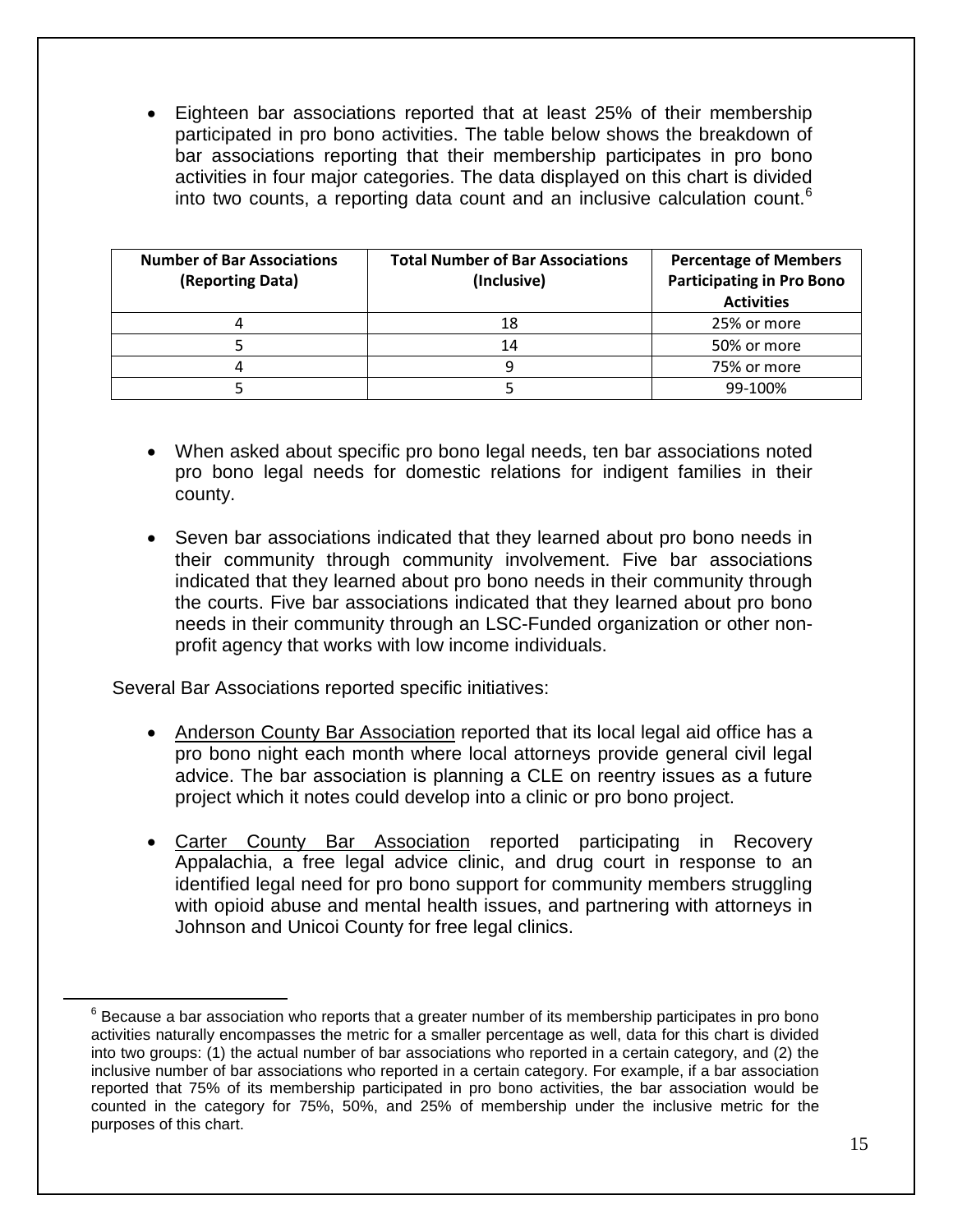- Eighteen bar associations reported that at least 25% of their membership participated in pro bono activities. The table below shows the breakdown of bar associations reporting that their membership participates in pro bono activities in four major categories. The data displayed on this chart is divided into two counts, a reporting data count and an inclusive calculation count.[6]

| Number of Bar Associations (Reporting Data) | Total Number of Bar Associations (Inclusive) | Percentage of Members Participating in Pro Bono Activities |
|---|---|---|
| 4 | 18 | 25% or more |
| 5 | 14 | 50% or more |
| 4 | 9 | 75% or more |
| 5 | 5 | 99-100% |

- When asked about specific pro bono legal needs, ten bar associations noted pro bono legal needs for domestic relations for indigent families in their county.

- Seven bar associations indicated that they learned about pro bono needs in their community through community involvement. Five bar associations indicated that they learned about pro bono needs in their community through the courts. Five bar associations indicated that they learned about pro bono needs in their community through an LSC-Funded organization or other non-profit agency that works with low income individuals.

Several Bar Associations reported specific initiatives:

- Anderson County Bar Association reported that its local legal aid office has a pro bono night each month where local attorneys provide general civil legal advice. The bar association is planning a CLE on reentry issues as a future project which it notes could develop into a clinic or pro bono project.

- Carter County Bar Association reported participating in Recovery Appalachia, a free legal advice clinic, and drug court in response to an identified legal need for pro bono support for community members struggling with opioid abuse and mental health issues, and partnering with attorneys in Johnson and Unicoi County for free legal clinics.

[6] Because a bar association who reports that a greater number of its membership participates in pro bono activities naturally encompasses the metric for a smaller percentage as well, data for this chart is divided into two groups: (1) the actual number of bar associations who reported in a certain category, and (2) the inclusive number of bar associations who reported in a certain category. For example, if a bar association reported that 75% of its membership participated in pro bono activities, the bar association would be counted in the category for 75%, 50%, and 25% of membership under the inclusive metric for the purposes of this chart.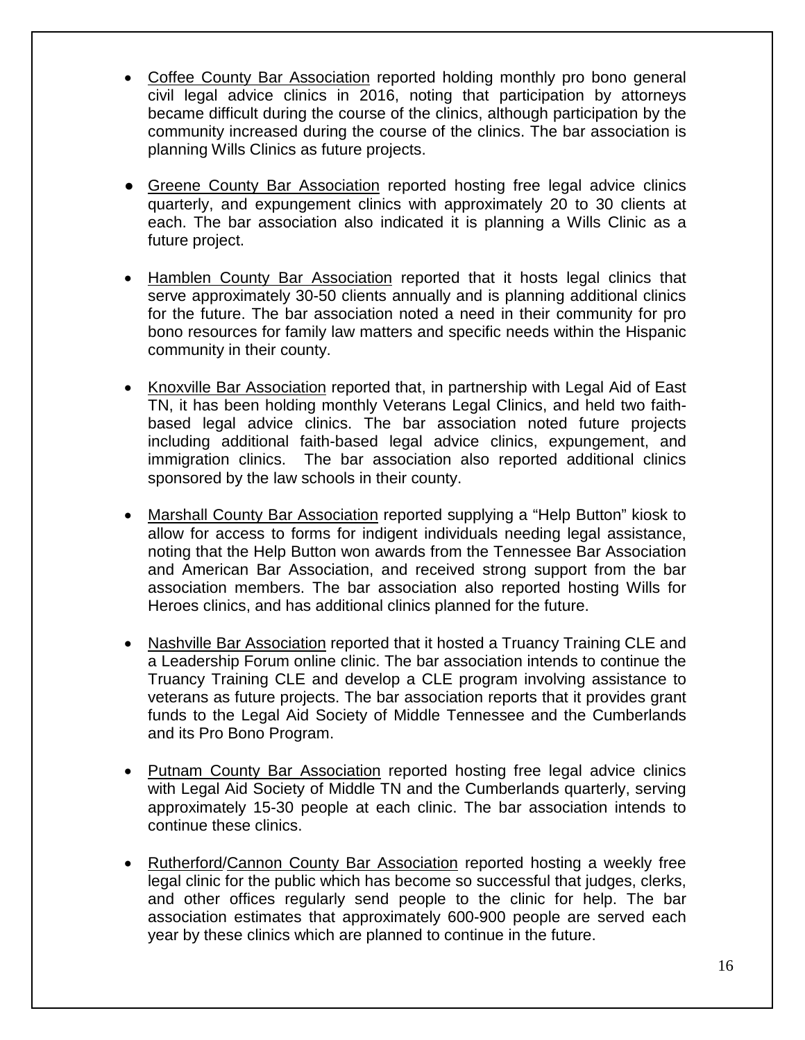- Coffee County Bar Association reported holding monthly pro bono general civil legal advice clinics in 2016, noting that participation by attorneys became difficult during the course of the clinics, although participation by the community increased during the course of the clinics. The bar association is planning Wills Clinics as future projects.

- Greene County Bar Association reported hosting free legal advice clinics quarterly, and expungement clinics with approximately 20 to 30 clients at each. The bar association also indicated it is planning a Wills Clinic as a future project.

- Hamblen County Bar Association reported that it hosts legal clinics that serve approximately 30-50 clients annually and is planning additional clinics for the future. The bar association noted a need in their community for pro bono resources for family law matters and specific needs within the Hispanic community in their county.

- Knoxville Bar Association reported that, in partnership with Legal Aid of East TN, it has been holding monthly Veterans Legal Clinics, and held two faith-based legal advice clinics. The bar association noted future projects including additional faith-based legal advice clinics, expungement, and immigration clinics. The bar association also reported additional clinics sponsored by the law schools in their county.

- Marshall County Bar Association reported supplying a "Help Button" kiosk to allow for access to forms for indigent individuals needing legal assistance, noting that the Help Button won awards from the Tennessee Bar Association and American Bar Association, and received strong support from the bar association members. The bar association also reported hosting Wills for Heroes clinics, and has additional clinics planned for the future.

- Nashville Bar Association reported that it hosted a Truancy Training CLE and a Leadership Forum online clinic. The bar association intends to continue the Truancy Training CLE and develop a CLE program involving assistance to veterans as future projects. The bar association reports that it provides grant funds to the Legal Aid Society of Middle Tennessee and the Cumberlands and its Pro Bono Program.

- Putnam County Bar Association reported hosting free legal advice clinics with Legal Aid Society of Middle TN and the Cumberlands quarterly, serving approximately 15-30 people at each clinic. The bar association intends to continue these clinics.

- Rutherford/Cannon County Bar Association reported hosting a weekly free legal clinic for the public which has become so successful that judges, clerks, and other offices regularly send people to the clinic for help. The bar association estimates that approximately 600-900 people are served each year by these clinics which are planned to continue in the future.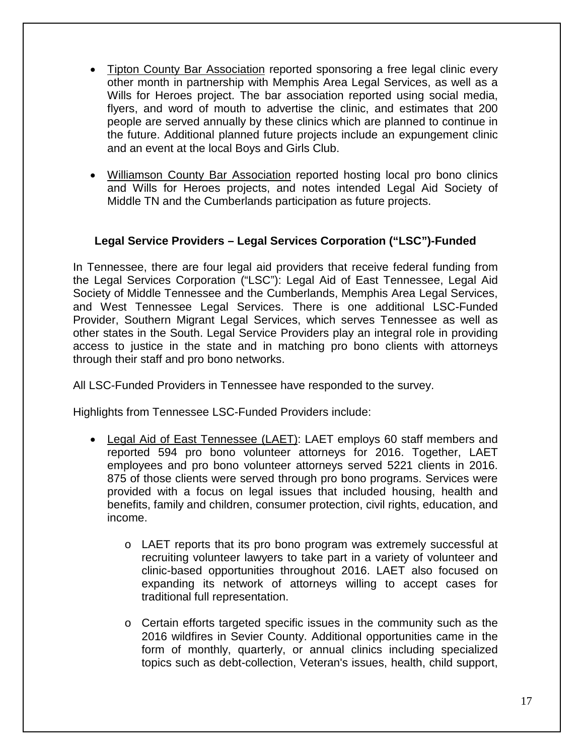- Tipton County Bar Association reported sponsoring a free legal clinic every other month in partnership with Memphis Area Legal Services, as well as a Wills for Heroes project. The bar association reported using social media, flyers, and word of mouth to advertise the clinic, and estimates that 200 people are served annually by these clinics which are planned to continue in the future. Additional planned future projects include an expungement clinic and an event at the local Boys and Girls Club.

- Williamson County Bar Association reported hosting local pro bono clinics and Wills for Heroes projects, and notes intended Legal Aid Society of Middle TN and the Cumberlands participation as future projects.

### Legal Service Providers – Legal Services Corporation ("LSC")-Funded

In Tennessee, there are four legal aid providers that receive federal funding from the Legal Services Corporation ("LSC"): Legal Aid of East Tennessee, Legal Aid Society of Middle Tennessee and the Cumberlands, Memphis Area Legal Services, and West Tennessee Legal Services. There is one additional LSC-Funded Provider, Southern Migrant Legal Services, which serves Tennessee as well as other states in the South. Legal Service Providers play an integral role in providing access to justice in the state and in matching pro bono clients with attorneys through their staff and pro bono networks.

All LSC-Funded Providers in Tennessee have responded to the survey.

Highlights from Tennessee LSC-Funded Providers include:

- Legal Aid of East Tennessee (LAET): LAET employs 60 staff members and reported 594 pro bono volunteer attorneys for 2016. Together, LAET employees and pro bono volunteer attorneys served 5221 clients in 2016. 875 of those clients were served through pro bono programs. Services were provided with a focus on legal issues that included housing, health and benefits, family and children, consumer protection, civil rights, education, and income.
  - LAET reports that its pro bono program was extremely successful at recruiting volunteer lawyers to take part in a variety of volunteer and clinic-based opportunities throughout 2016. LAET also focused on expanding its network of attorneys willing to accept cases for traditional full representation.
  - Certain efforts targeted specific issues in the community such as the 2016 wildfires in Sevier County. Additional opportunities came in the form of monthly, quarterly, or annual clinics including specialized topics such as debt-collection, Veteran's issues, health, child support,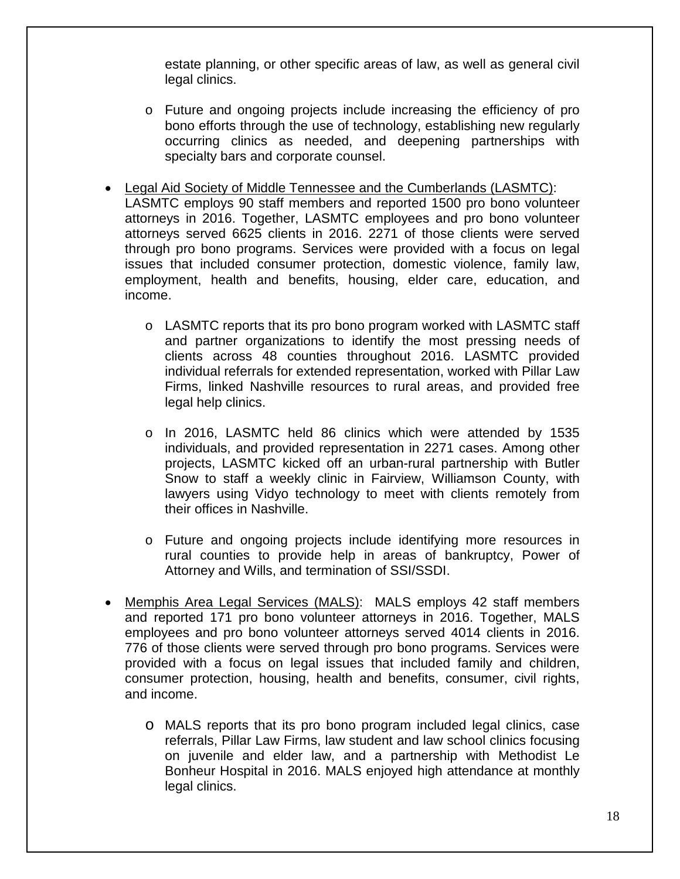estate planning, or other specific areas of law, as well as general civil legal clinics.

- Future and ongoing projects include increasing the efficiency of pro bono efforts through the use of technology, establishing new regularly occurring clinics as needed, and deepening partnerships with specialty bars and corporate counsel.

- Legal Aid Society of Middle Tennessee and the Cumberlands (LASMTC): LASMTC employs 90 staff members and reported 1500 pro bono volunteer attorneys in 2016. Together, LASMTC employees and pro bono volunteer attorneys served 6625 clients in 2016. 2271 of those clients were served through pro bono programs. Services were provided with a focus on legal issues that included consumer protection, domestic violence, family law, employment, health and benefits, housing, elder care, education, and income.

  - LASMTC reports that its pro bono program worked with LASMTC staff and partner organizations to identify the most pressing needs of clients across 48 counties throughout 2016. LASMTC provided individual referrals for extended representation, worked with Pillar Law Firms, linked Nashville resources to rural areas, and provided free legal help clinics.

  - In 2016, LASMTC held 86 clinics which were attended by 1535 individuals, and provided representation in 2271 cases. Among other projects, LASMTC kicked off an urban-rural partnership with Butler Snow to staff a weekly clinic in Fairview, Williamson County, with lawyers using Vidyo technology to meet with clients remotely from their offices in Nashville.

  - Future and ongoing projects include identifying more resources in rural counties to provide help in areas of bankruptcy, Power of Attorney and Wills, and termination of SSI/SSDI.

- Memphis Area Legal Services (MALS): MALS employs 42 staff members and reported 171 pro bono volunteer attorneys in 2016. Together, MALS employees and pro bono volunteer attorneys served 4014 clients in 2016. 776 of those clients were served through pro bono programs. Services were provided with a focus on legal issues that included family and children, consumer protection, housing, health and benefits, consumer, civil rights, and income.

  - MALS reports that its pro bono program included legal clinics, case referrals, Pillar Law Firms, law student and law school clinics focusing on juvenile and elder law, and a partnership with Methodist Le Bonheur Hospital in 2016. MALS enjoyed high attendance at monthly legal clinics.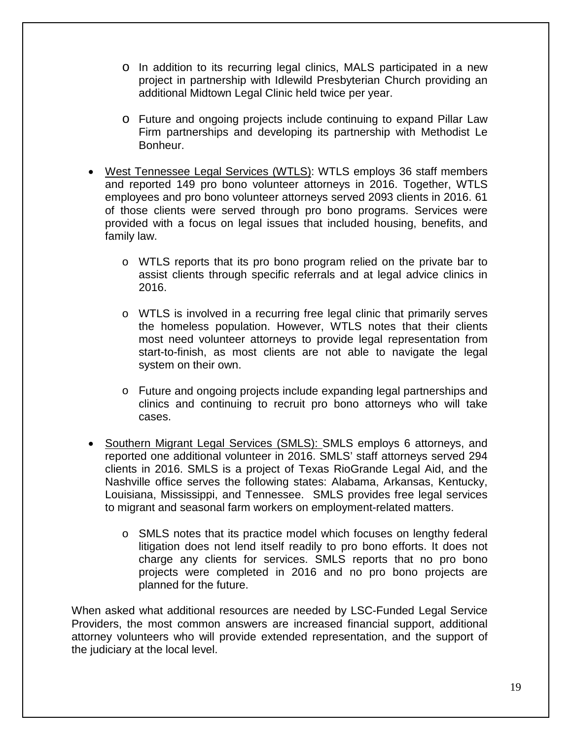- In addition to its recurring legal clinics, MALS participated in a new project in partnership with Idlewild Presbyterian Church providing an additional Midtown Legal Clinic held twice per year.

  - Future and ongoing projects include continuing to expand Pillar Law Firm partnerships and developing its partnership with Methodist Le Bonheur.

- West Tennessee Legal Services (WTLS): WTLS employs 36 staff members and reported 149 pro bono volunteer attorneys in 2016. Together, WTLS employees and pro bono volunteer attorneys served 2093 clients in 2016. 61 of those clients were served through pro bono programs. Services were provided with a focus on legal issues that included housing, benefits, and family law.

  - WTLS reports that its pro bono program relied on the private bar to assist clients through specific referrals and at legal advice clinics in 2016.

  - WTLS is involved in a recurring free legal clinic that primarily serves the homeless population. However, WTLS notes that their clients most need volunteer attorneys to provide legal representation from start-to-finish, as most clients are not able to navigate the legal system on their own.

  - Future and ongoing projects include expanding legal partnerships and clinics and continuing to recruit pro bono attorneys who will take cases.

- Southern Migrant Legal Services (SMLS): SMLS employs 6 attorneys, and reported one additional volunteer in 2016. SMLS' staff attorneys served 294 clients in 2016. SMLS is a project of Texas RioGrande Legal Aid, and the Nashville office serves the following states: Alabama, Arkansas, Kentucky, Louisiana, Mississippi, and Tennessee. SMLS provides free legal services to migrant and seasonal farm workers on employment-related matters.

  - SMLS notes that its practice model which focuses on lengthy federal litigation does not lend itself readily to pro bono efforts. It does not charge any clients for services. SMLS reports that no pro bono projects were completed in 2016 and no pro bono projects are planned for the future.

When asked what additional resources are needed by LSC-Funded Legal Service Providers, the most common answers are increased financial support, additional attorney volunteers who will provide extended representation, and the support of the judiciary at the local level.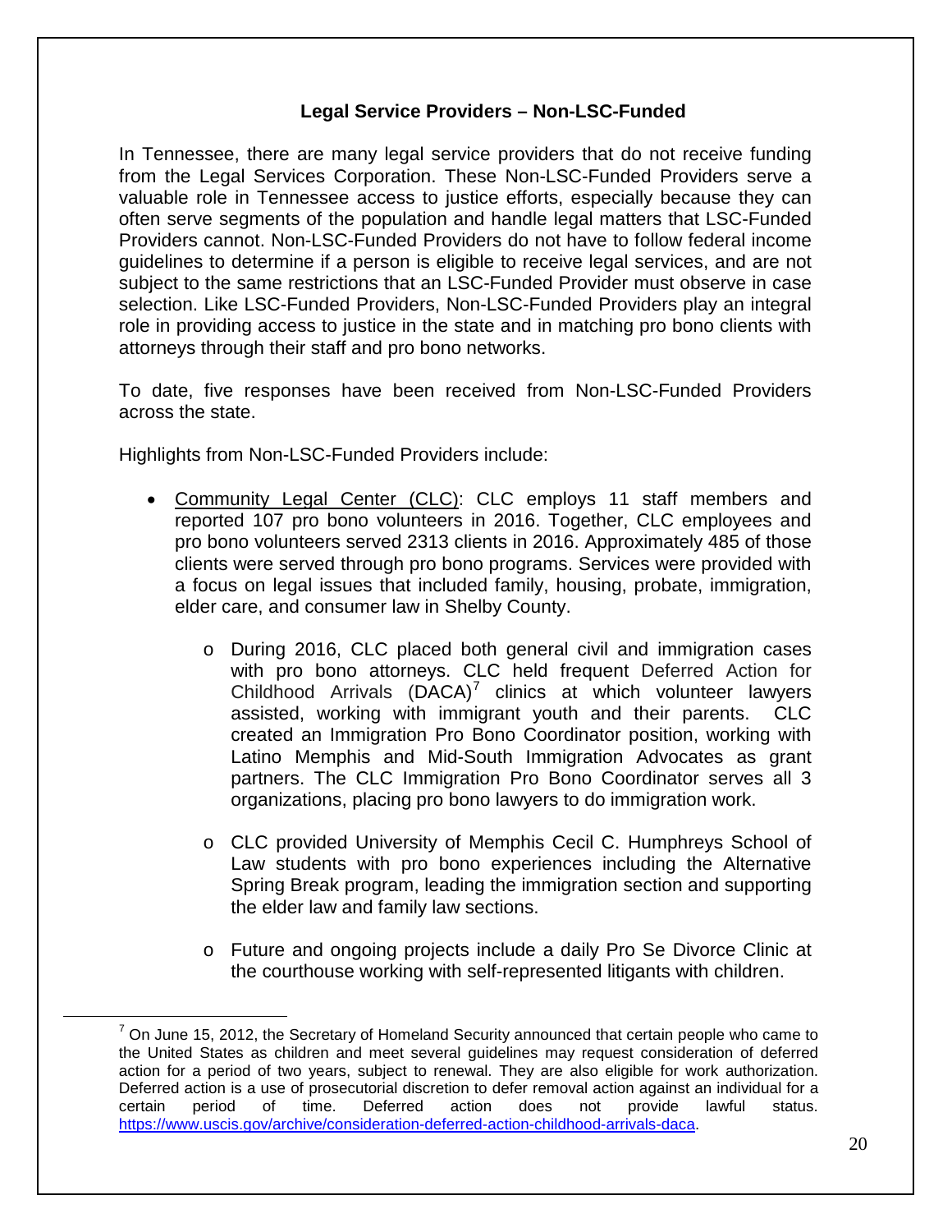## Legal Service Providers – Non-LSC-Funded

In Tennessee, there are many legal service providers that do not receive funding from the Legal Services Corporation. These Non-LSC-Funded Providers serve a valuable role in Tennessee access to justice efforts, especially because they can often serve segments of the population and handle legal matters that LSC-Funded Providers cannot. Non-LSC-Funded Providers do not have to follow federal income guidelines to determine if a person is eligible to receive legal services, and are not subject to the same restrictions that an LSC-Funded Provider must observe in case selection. Like LSC-Funded Providers, Non-LSC-Funded Providers play an integral role in providing access to justice in the state and in matching pro bono clients with attorneys through their staff and pro bono networks.

To date, five responses have been received from Non-LSC-Funded Providers across the state.

Highlights from Non-LSC-Funded Providers include:

- Community Legal Center (CLC): CLC employs 11 staff members and reported 107 pro bono volunteers in 2016. Together, CLC employees and pro bono volunteers served 2313 clients in 2016. Approximately 485 of those clients were served through pro bono programs. Services were provided with a focus on legal issues that included family, housing, probate, immigration, elder care, and consumer law in Shelby County.
    - During 2016, CLC placed both general civil and immigration cases with pro bono attorneys. CLC held frequent Deferred Action for Childhood Arrivals (DACA)[7] clinics at which volunteer lawyers assisted, working with immigrant youth and their parents. CLC created an Immigration Pro Bono Coordinator position, working with Latino Memphis and Mid-South Immigration Advocates as grant partners. The CLC Immigration Pro Bono Coordinator serves all 3 organizations, placing pro bono lawyers to do immigration work.
    - CLC provided University of Memphis Cecil C. Humphreys School of Law students with pro bono experiences including the Alternative Spring Break program, leading the immigration section and supporting the elder law and family law sections.
    - Future and ongoing projects include a daily Pro Se Divorce Clinic at the courthouse working with self-represented litigants with children.

---

[7] On June 15, 2012, the Secretary of Homeland Security announced that certain people who came to the United States as children and meet several guidelines may request consideration of deferred action for a period of two years, subject to renewal. They are also eligible for work authorization. Deferred action is a use of prosecutorial discretion to defer removal action against an individual for a certain period of time. Deferred action does not provide lawful status. https://www.uscis.gov/archive/consideration-deferred-action-childhood-arrivals-daca.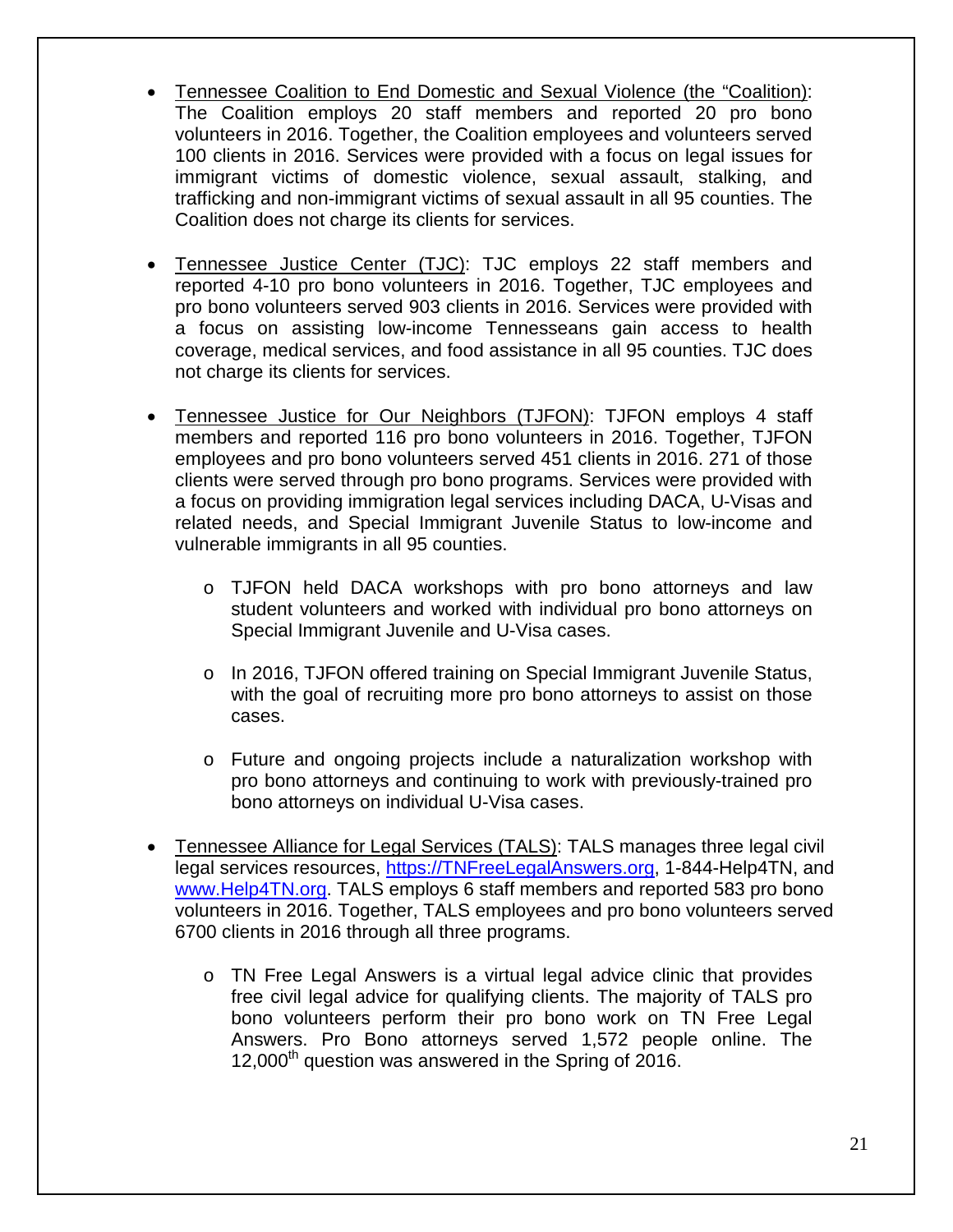- Tennessee Coalition to End Domestic and Sexual Violence (the "Coalition"): The Coalition employs 20 staff members and reported 20 pro bono volunteers in 2016. Together, the Coalition employees and volunteers served 100 clients in 2016. Services were provided with a focus on legal issues for immigrant victims of domestic violence, sexual assault, stalking, and trafficking and non-immigrant victims of sexual assault in all 95 counties. The Coalition does not charge its clients for services.

- Tennessee Justice Center (TJC): TJC employs 22 staff members and reported 4-10 pro bono volunteers in 2016. Together, TJC employees and pro bono volunteers served 903 clients in 2016. Services were provided with a focus on assisting low-income Tennesseans gain access to health coverage, medical services, and food assistance in all 95 counties. TJC does not charge its clients for services.

- Tennessee Justice for Our Neighbors (TJFON): TJFON employs 4 staff members and reported 116 pro bono volunteers in 2016. Together, TJFON employees and pro bono volunteers served 451 clients in 2016. 271 of those clients were served through pro bono programs. Services were provided with a focus on providing immigration legal services including DACA, U-Visas and related needs, and Special Immigrant Juvenile Status to low-income and vulnerable immigrants in all 95 counties.
  - TJFON held DACA workshops with pro bono attorneys and law student volunteers and worked with individual pro bono attorneys on Special Immigrant Juvenile and U-Visa cases.
  - In 2016, TJFON offered training on Special Immigrant Juvenile Status, with the goal of recruiting more pro bono attorneys to assist on those cases.
  - Future and ongoing projects include a naturalization workshop with pro bono attorneys and continuing to work with previously-trained pro bono attorneys on individual U-Visa cases.

- Tennessee Alliance for Legal Services (TALS): TALS manages three legal civil legal services resources, https://TNFreeLegalAnswers.org, 1-844-Help4TN, and www.Help4TN.org. TALS employs 6 staff members and reported 583 pro bono volunteers in 2016. Together, TALS employees and pro bono volunteers served 6700 clients in 2016 through all three programs.
  - TN Free Legal Answers is a virtual legal advice clinic that provides free civil legal advice for qualifying clients. The majority of TALS pro bono volunteers perform their pro bono work on TN Free Legal Answers. Pro Bono attorneys served 1,572 people online. The 12,000th question was answered in the Spring of 2016.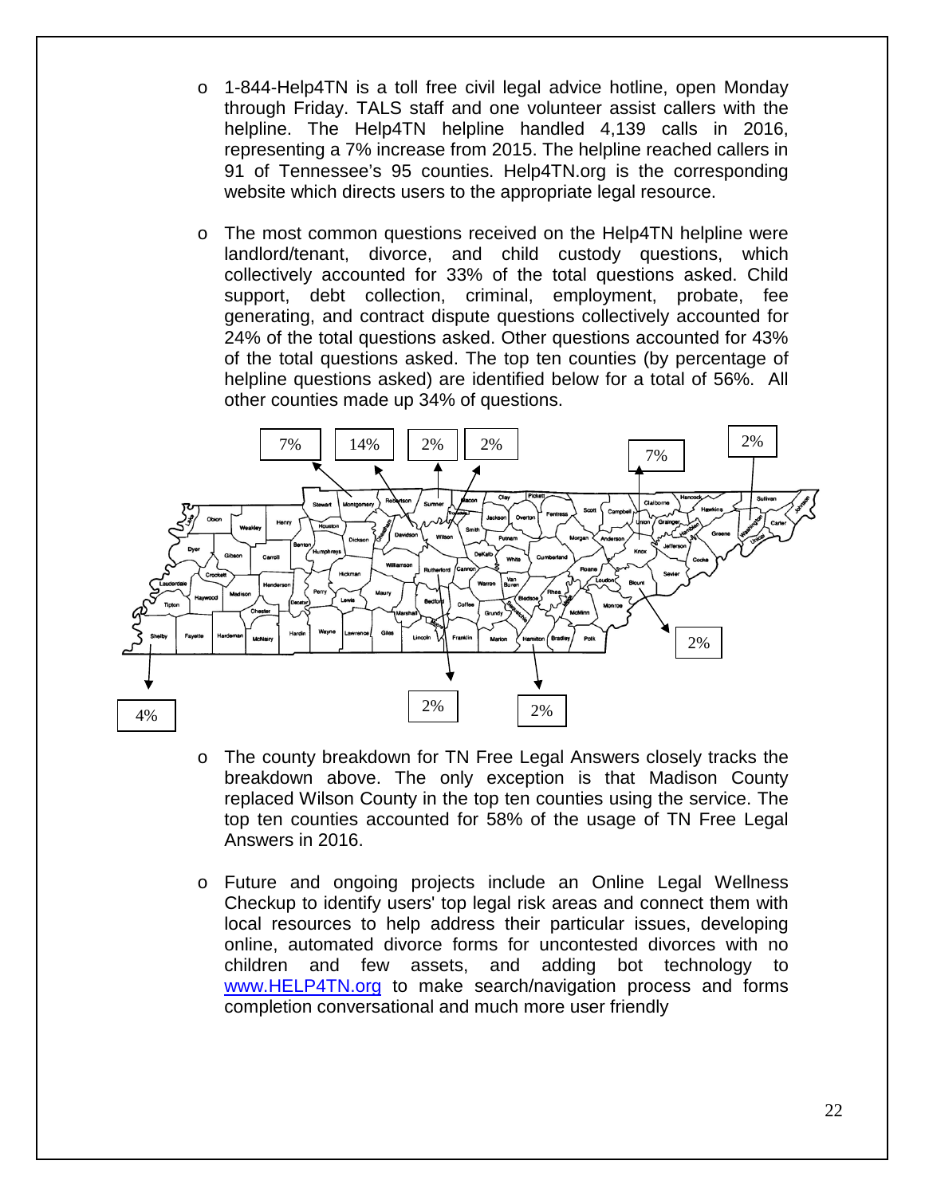- 1-844-Help4TN is a toll free civil legal advice hotline, open Monday through Friday. TALS staff and one volunteer assist callers with the helpline. The Help4TN helpline handled 4,139 calls in 2016, representing a 7% increase from 2015. The helpline reached callers in 91 of Tennessee's 95 counties. Help4TN.org is the corresponding website which directs users to the appropriate legal resource.

- The most common questions received on the Help4TN helpline were landlord/tenant, divorce, and child custody questions, which collectively accounted for 33% of the total questions asked. Child support, debt collection, criminal, employment, probate, fee generating, and contract dispute questions collectively accounted for 24% of the total questions asked. Other questions accounted for 43% of the total questions asked. The top ten counties (by percentage of helpline questions asked) are identified below for a total of 56%. All other counties made up 34% of questions.

7%
14%
2%
2%
7%
2%
2%
4%
2%
2%

- The county breakdown for TN Free Legal Answers closely tracks the breakdown above. The only exception is that Madison County replaced Wilson County in the top ten counties using the service. The top ten counties accounted for 58% of the usage of TN Free Legal Answers in 2016.

- Future and ongoing projects include an Online Legal Wellness Checkup to identify users' top legal risk areas and connect them with local resources to help address their particular issues, developing online, automated divorce forms for uncontested divorces with no children and few assets, and adding bot technology to www.HELP4TN.org to make search/navigation process and forms completion conversational and much more user friendly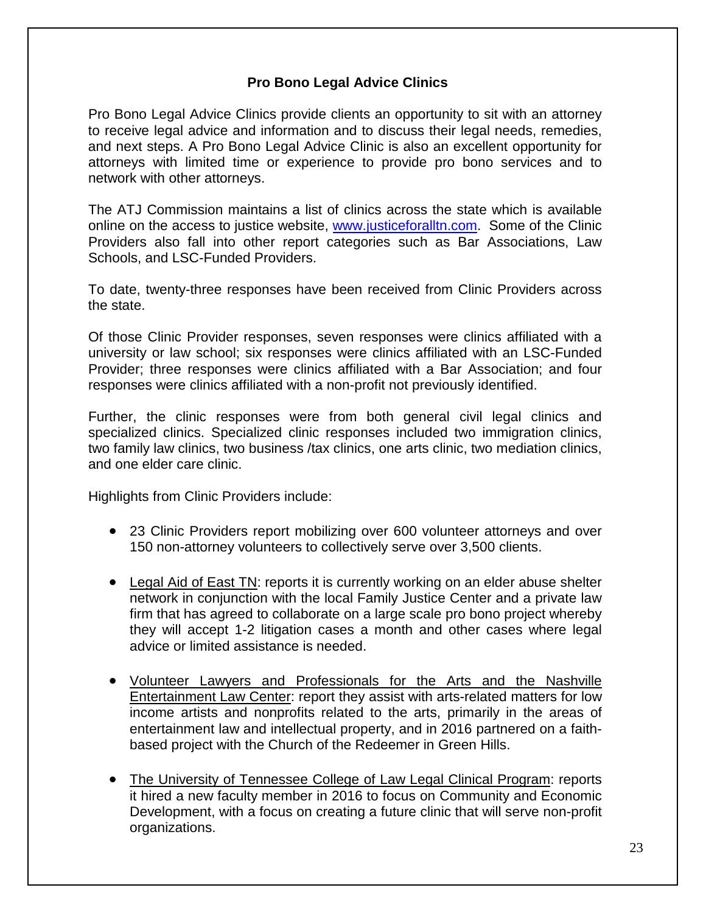## Pro Bono Legal Advice Clinics

Pro Bono Legal Advice Clinics provide clients an opportunity to sit with an attorney to receive legal advice and information and to discuss their legal needs, remedies, and next steps. A Pro Bono Legal Advice Clinic is also an excellent opportunity for attorneys with limited time or experience to provide pro bono services and to network with other attorneys.

The ATJ Commission maintains a list of clinics across the state which is available online on the access to justice website, [www.justiceforalltn.com](http://www.justiceforalltn.com). Some of the Clinic Providers also fall into other report categories such as Bar Associations, Law Schools, and LSC-Funded Providers.

To date, twenty-three responses have been received from Clinic Providers across the state.

Of those Clinic Provider responses, seven responses were clinics affiliated with a university or law school; six responses were clinics affiliated with an LSC-Funded Provider; three responses were clinics affiliated with a Bar Association; and four responses were clinics affiliated with a non-profit not previously identified.

Further, the clinic responses were from both general civil legal clinics and specialized clinics. Specialized clinic responses included two immigration clinics, two family law clinics, two business /tax clinics, one arts clinic, two mediation clinics, and one elder care clinic.

Highlights from Clinic Providers include:

- 23 Clinic Providers report mobilizing over 600 volunteer attorneys and over 150 non-attorney volunteers to collectively serve over 3,500 clients.

- Legal Aid of East TN: reports it is currently working on an elder abuse shelter network in conjunction with the local Family Justice Center and a private law firm that has agreed to collaborate on a large scale pro bono project whereby they will accept 1-2 litigation cases a month and other cases where legal advice or limited assistance is needed.

- Volunteer Lawyers and Professionals for the Arts and the Nashville Entertainment Law Center: report they assist with arts-related matters for low income artists and nonprofits related to the arts, primarily in the areas of entertainment law and intellectual property, and in 2016 partnered on a faith-based project with the Church of the Redeemer in Green Hills.

- The University of Tennessee College of Law Legal Clinical Program: reports it hired a new faculty member in 2016 to focus on Community and Economic Development, with a focus on creating a future clinic that will serve non-profit organizations.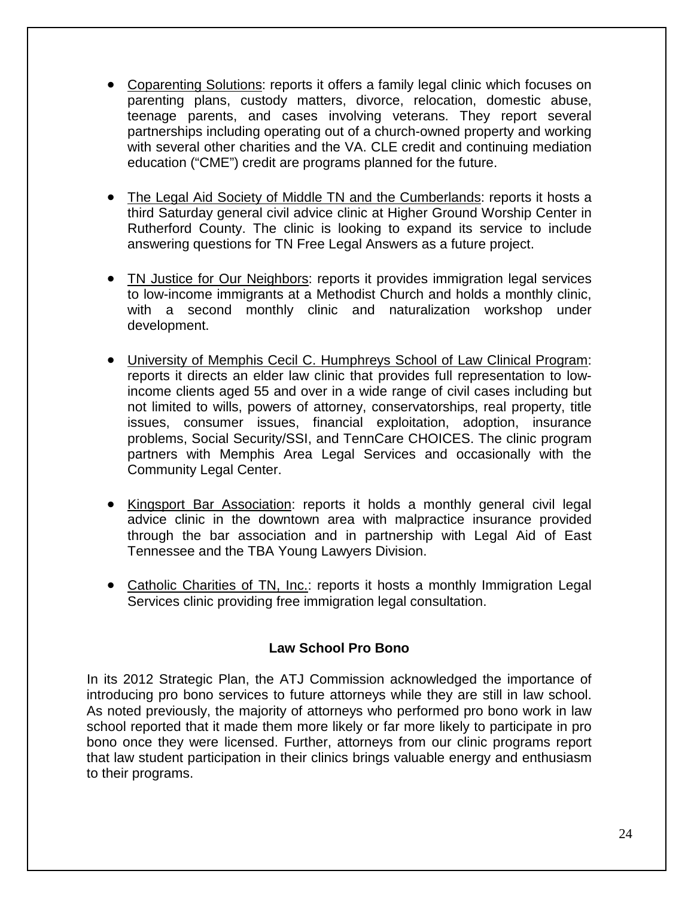- Coparenting Solutions: reports it offers a family legal clinic which focuses on parenting plans, custody matters, divorce, relocation, domestic abuse, teenage parents, and cases involving veterans. They report several partnerships including operating out of a church-owned property and working with several other charities and the VA. CLE credit and continuing mediation education ("CME") credit are programs planned for the future.

- The Legal Aid Society of Middle TN and the Cumberlands: reports it hosts a third Saturday general civil advice clinic at Higher Ground Worship Center in Rutherford County. The clinic is looking to expand its service to include answering questions for TN Free Legal Answers as a future project.

- TN Justice for Our Neighbors: reports it provides immigration legal services to low-income immigrants at a Methodist Church and holds a monthly clinic, with a second monthly clinic and naturalization workshop under development.

- University of Memphis Cecil C. Humphreys School of Law Clinical Program: reports it directs an elder law clinic that provides full representation to low-income clients aged 55 and over in a wide range of civil cases including but not limited to wills, powers of attorney, conservatorships, real property, title issues, consumer issues, financial exploitation, adoption, insurance problems, Social Security/SSI, and TennCare CHOICES. The clinic program partners with Memphis Area Legal Services and occasionally with the Community Legal Center.

- Kingsport Bar Association: reports it holds a monthly general civil legal advice clinic in the downtown area with malpractice insurance provided through the bar association and in partnership with Legal Aid of East Tennessee and the TBA Young Lawyers Division.

- Catholic Charities of TN, Inc.: reports it hosts a monthly Immigration Legal Services clinic providing free immigration legal consultation.

### Law School Pro Bono

In its 2012 Strategic Plan, the ATJ Commission acknowledged the importance of introducing pro bono services to future attorneys while they are still in law school. As noted previously, the majority of attorneys who performed pro bono work in law school reported that it made them more likely or far more likely to participate in pro bono once they were licensed. Further, attorneys from our clinic programs report that law student participation in their clinics brings valuable energy and enthusiasm to their programs.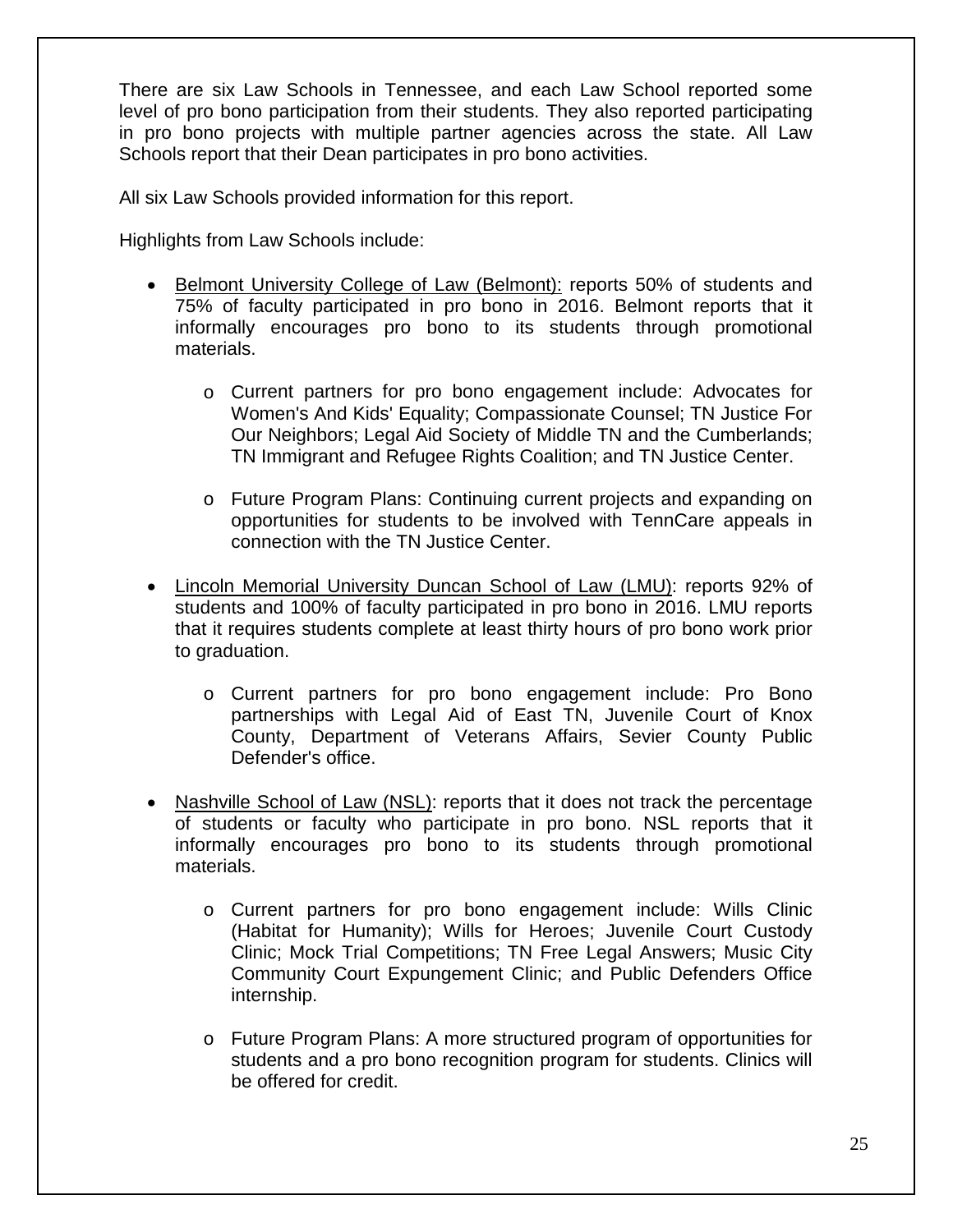There are six Law Schools in Tennessee, and each Law School reported some level of pro bono participation from their students. They also reported participating in pro bono projects with multiple partner agencies across the state. All Law Schools report that their Dean participates in pro bono activities.

All six Law Schools provided information for this report.

Highlights from Law Schools include:

- Belmont University College of Law (Belmont): reports 50% of students and 75% of faculty participated in pro bono in 2016. Belmont reports that it informally encourages pro bono to its students through promotional materials.
    - Current partners for pro bono engagement include: Advocates for Women's And Kids' Equality; Compassionate Counsel; TN Justice For Our Neighbors; Legal Aid Society of Middle TN and the Cumberlands; TN Immigrant and Refugee Rights Coalition; and TN Justice Center.
    - Future Program Plans: Continuing current projects and expanding on opportunities for students to be involved with TennCare appeals in connection with the TN Justice Center.
- Lincoln Memorial University Duncan School of Law (LMU): reports 92% of students and 100% of faculty participated in pro bono in 2016. LMU reports that it requires students complete at least thirty hours of pro bono work prior to graduation.
    - Current partners for pro bono engagement include: Pro Bono partnerships with Legal Aid of East TN, Juvenile Court of Knox County, Department of Veterans Affairs, Sevier County Public Defender's office.
- Nashville School of Law (NSL): reports that it does not track the percentage of students or faculty who participate in pro bono. NSL reports that it informally encourages pro bono to its students through promotional materials.
    - Current partners for pro bono engagement include: Wills Clinic (Habitat for Humanity); Wills for Heroes; Juvenile Court Custody Clinic; Mock Trial Competitions; TN Free Legal Answers; Music City Community Court Expungement Clinic; and Public Defenders Office internship.
    - Future Program Plans: A more structured program of opportunities for students and a pro bono recognition program for students. Clinics will be offered for credit.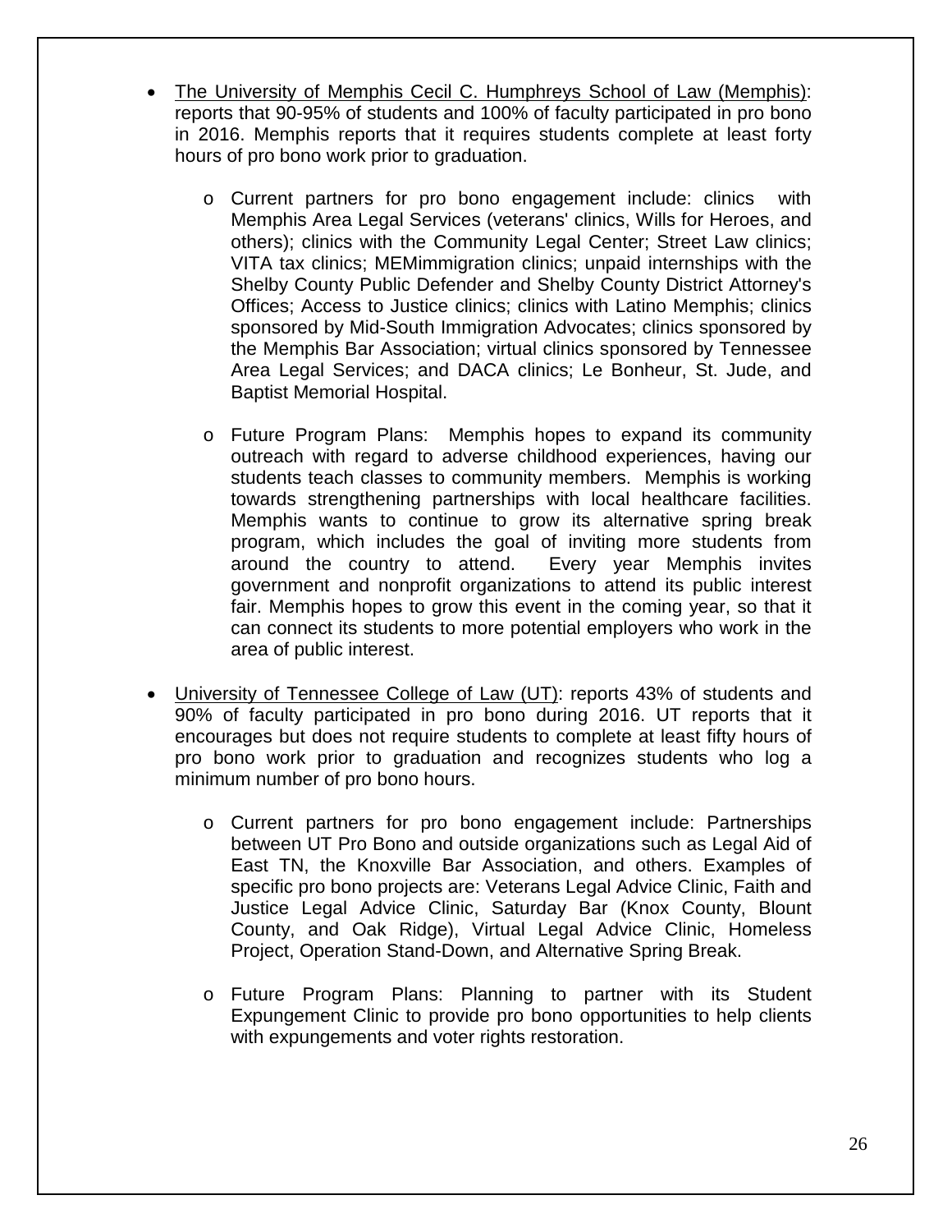- The University of Memphis Cecil C. Humphreys School of Law (Memphis): reports that 90-95% of students and 100% of faculty participated in pro bono in 2016. Memphis reports that it requires students complete at least forty hours of pro bono work prior to graduation.

  - Current partners for pro bono engagement include: clinics with Memphis Area Legal Services (veterans' clinics, Wills for Heroes, and others); clinics with the Community Legal Center; Street Law clinics; VITA tax clinics; MEMimmigration clinics; unpaid internships with the Shelby County Public Defender and Shelby County District Attorney's Offices; Access to Justice clinics; clinics with Latino Memphis; clinics sponsored by Mid-South Immigration Advocates; clinics sponsored by the Memphis Bar Association; virtual clinics sponsored by Tennessee Area Legal Services; and DACA clinics; Le Bonheur, St. Jude, and Baptist Memorial Hospital.

  - Future Program Plans: Memphis hopes to expand its community outreach with regard to adverse childhood experiences, having our students teach classes to community members. Memphis is working towards strengthening partnerships with local healthcare facilities. Memphis wants to continue to grow its alternative spring break program, which includes the goal of inviting more students from around the country to attend. Every year Memphis invites government and nonprofit organizations to attend its public interest fair. Memphis hopes to grow this event in the coming year, so that it can connect its students to more potential employers who work in the area of public interest.

- University of Tennessee College of Law (UT): reports 43% of students and 90% of faculty participated in pro bono during 2016. UT reports that it encourages but does not require students to complete at least fifty hours of pro bono work prior to graduation and recognizes students who log a minimum number of pro bono hours.

  - Current partners for pro bono engagement include: Partnerships between UT Pro Bono and outside organizations such as Legal Aid of East TN, the Knoxville Bar Association, and others. Examples of specific pro bono projects are: Veterans Legal Advice Clinic, Faith and Justice Legal Advice Clinic, Saturday Bar (Knox County, Blount County, and Oak Ridge), Virtual Legal Advice Clinic, Homeless Project, Operation Stand-Down, and Alternative Spring Break.

  - Future Program Plans: Planning to partner with its Student Expungement Clinic to provide pro bono opportunities to help clients with expungements and voter rights restoration.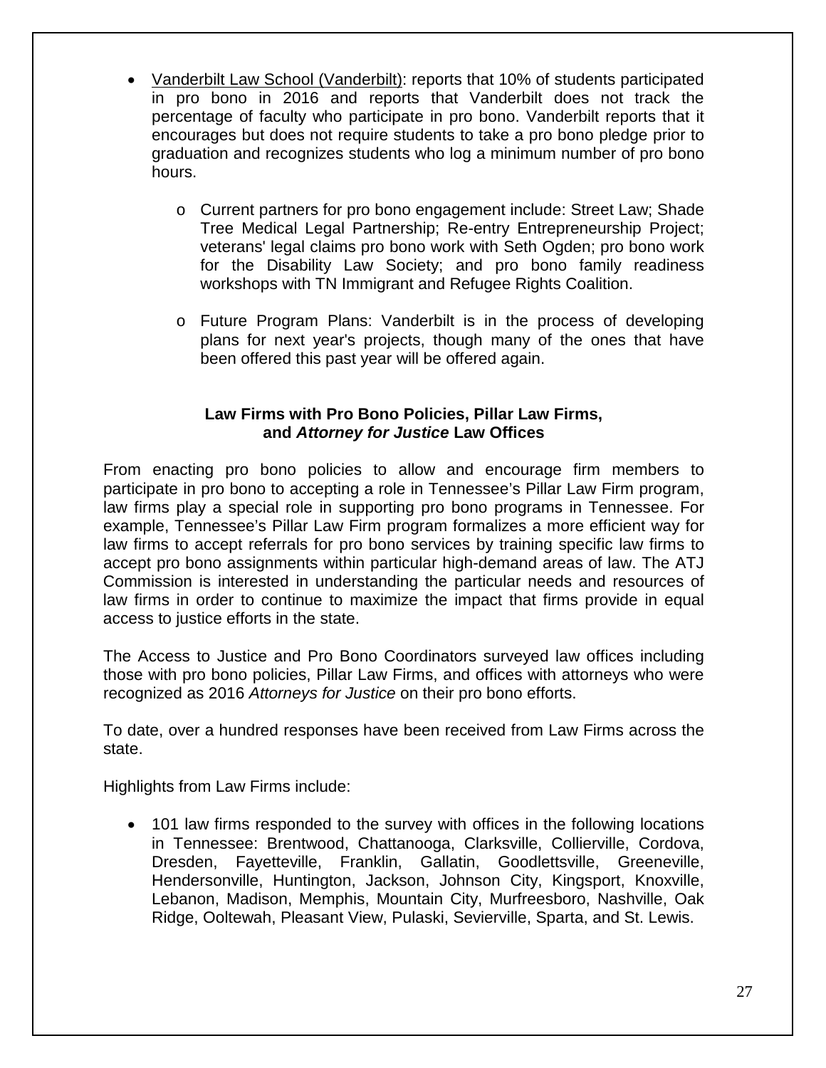- Vanderbilt Law School (Vanderbilt): reports that 10% of students participated in pro bono in 2016 and reports that Vanderbilt does not track the percentage of faculty who participate in pro bono. Vanderbilt reports that it encourages but does not require students to take a pro bono pledge prior to graduation and recognizes students who log a minimum number of pro bono hours.
  - Current partners for pro bono engagement include: Street Law; Shade Tree Medical Legal Partnership; Re-entry Entrepreneurship Project; veterans' legal claims pro bono work with Seth Ogden; pro bono work for the Disability Law Society; and pro bono family readiness workshops with TN Immigrant and Refugee Rights Coalition.
  - Future Program Plans: Vanderbilt is in the process of developing plans for next year's projects, though many of the ones that have been offered this past year will be offered again.

### Law Firms with Pro Bono Policies, Pillar Law Firms, and *Attorney for Justice* Law Offices

From enacting pro bono policies to allow and encourage firm members to participate in pro bono to accepting a role in Tennessee's Pillar Law Firm program, law firms play a special role in supporting pro bono programs in Tennessee. For example, Tennessee's Pillar Law Firm program formalizes a more efficient way for law firms to accept referrals for pro bono services by training specific law firms to accept pro bono assignments within particular high-demand areas of law. The ATJ Commission is interested in understanding the particular needs and resources of law firms in order to continue to maximize the impact that firms provide in equal access to justice efforts in the state.

The Access to Justice and Pro Bono Coordinators surveyed law offices including those with pro bono policies, Pillar Law Firms, and offices with attorneys who were recognized as 2016 *Attorneys for Justice* on their pro bono efforts.

To date, over a hundred responses have been received from Law Firms across the state.

Highlights from Law Firms include:

- 101 law firms responded to the survey with offices in the following locations in Tennessee: Brentwood, Chattanooga, Clarksville, Collierville, Cordova, Dresden, Fayetteville, Franklin, Gallatin, Goodlettsville, Greeneville, Hendersonville, Huntington, Jackson, Johnson City, Kingsport, Knoxville, Lebanon, Madison, Memphis, Mountain City, Murfreesboro, Nashville, Oak Ridge, Ooltewah, Pleasant View, Pulaski, Sevierville, Sparta, and St. Lewis.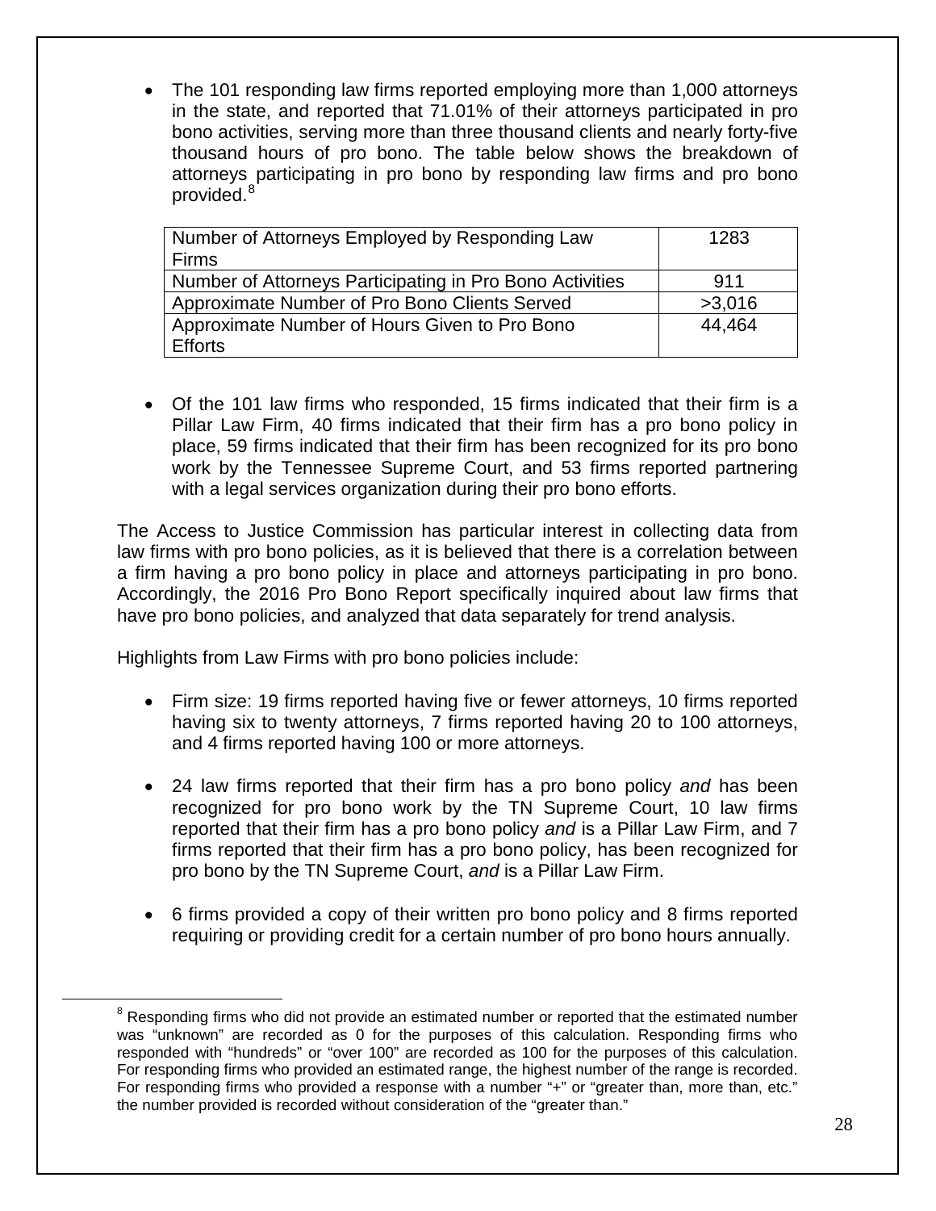- The 101 responding law firms reported employing more than 1,000 attorneys in the state, and reported that 71.01% of their attorneys participated in pro bono activities, serving more than three thousand clients and nearly forty-five thousand hours of pro bono. The table below shows the breakdown of attorneys participating in pro bono by responding law firms and pro bono provided.[8]

| | |
|---|---|
| Number of Attorneys Employed by Responding Law Firms | 1283 |
| Number of Attorneys Participating in Pro Bono Activities | 911 |
| Approximate Number of Pro Bono Clients Served | >3,016 |
| Approximate Number of Hours Given to Pro Bono Efforts | 44,464 |

- Of the 101 law firms who responded, 15 firms indicated that their firm is a Pillar Law Firm, 40 firms indicated that their firm has a pro bono policy in place, 59 firms indicated that their firm has been recognized for its pro bono work by the Tennessee Supreme Court, and 53 firms reported partnering with a legal services organization during their pro bono efforts.

The Access to Justice Commission has particular interest in collecting data from law firms with pro bono policies, as it is believed that there is a correlation between a firm having a pro bono policy in place and attorneys participating in pro bono. Accordingly, the 2016 Pro Bono Report specifically inquired about law firms that have pro bono policies, and analyzed that data separately for trend analysis.

Highlights from Law Firms with pro bono policies include:

- Firm size: 19 firms reported having five or fewer attorneys, 10 firms reported having six to twenty attorneys, 7 firms reported having 20 to 100 attorneys, and 4 firms reported having 100 or more attorneys.

- 24 law firms reported that their firm has a pro bono policy *and* has been recognized for pro bono work by the TN Supreme Court, 10 law firms reported that their firm has a pro bono policy *and* is a Pillar Law Firm, and 7 firms reported that their firm has a pro bono policy, has been recognized for pro bono by the TN Supreme Court, *and* is a Pillar Law Firm.

- 6 firms provided a copy of their written pro bono policy and 8 firms reported requiring or providing credit for a certain number of pro bono hours annually.

[8] Responding firms who did not provide an estimated number or reported that the estimated number was "unknown" are recorded as 0 for the purposes of this calculation. Responding firms who responded with "hundreds" or "over 100" are recorded as 100 for the purposes of this calculation. For responding firms who provided an estimated range, the highest number of the range is recorded. For responding firms who provided a response with a number "+" or "greater than, more than, etc." the number provided is recorded without consideration of the "greater than."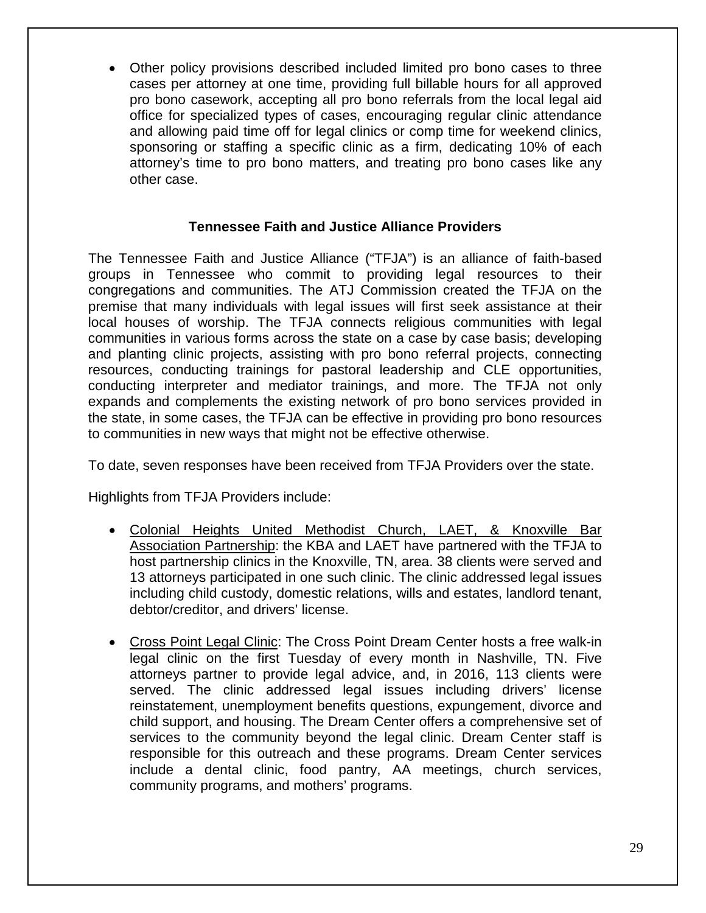- Other policy provisions described included limited pro bono cases to three cases per attorney at one time, providing full billable hours for all approved pro bono casework, accepting all pro bono referrals from the local legal aid office for specialized types of cases, encouraging regular clinic attendance and allowing paid time off for legal clinics or comp time for weekend clinics, sponsoring or staffing a specific clinic as a firm, dedicating 10% of each attorney's time to pro bono matters, and treating pro bono cases like any other case.

### Tennessee Faith and Justice Alliance Providers

The Tennessee Faith and Justice Alliance ("TFJA") is an alliance of faith-based groups in Tennessee who commit to providing legal resources to their congregations and communities. The ATJ Commission created the TFJA on the premise that many individuals with legal issues will first seek assistance at their local houses of worship. The TFJA connects religious communities with legal communities in various forms across the state on a case by case basis; developing and planting clinic projects, assisting with pro bono referral projects, connecting resources, conducting trainings for pastoral leadership and CLE opportunities, conducting interpreter and mediator trainings, and more. The TFJA not only expands and complements the existing network of pro bono services provided in the state, in some cases, the TFJA can be effective in providing pro bono resources to communities in new ways that might not be effective otherwise.

To date, seven responses have been received from TFJA Providers over the state.

Highlights from TFJA Providers include:

- <u>Colonial Heights United Methodist Church, LAET, & Knoxville Bar Association Partnership</u>: the KBA and LAET have partnered with the TFJA to host partnership clinics in the Knoxville, TN, area. 38 clients were served and 13 attorneys participated in one such clinic. The clinic addressed legal issues including child custody, domestic relations, wills and estates, landlord tenant, debtor/creditor, and drivers' license.

- <u>Cross Point Legal Clinic</u>: The Cross Point Dream Center hosts a free walk-in legal clinic on the first Tuesday of every month in Nashville, TN. Five attorneys partner to provide legal advice, and, in 2016, 113 clients were served. The clinic addressed legal issues including drivers' license reinstatement, unemployment benefits questions, expungement, divorce and child support, and housing. The Dream Center offers a comprehensive set of services to the community beyond the legal clinic. Dream Center staff is responsible for this outreach and these programs. Dream Center services include a dental clinic, food pantry, AA meetings, church services, community programs, and mothers' programs.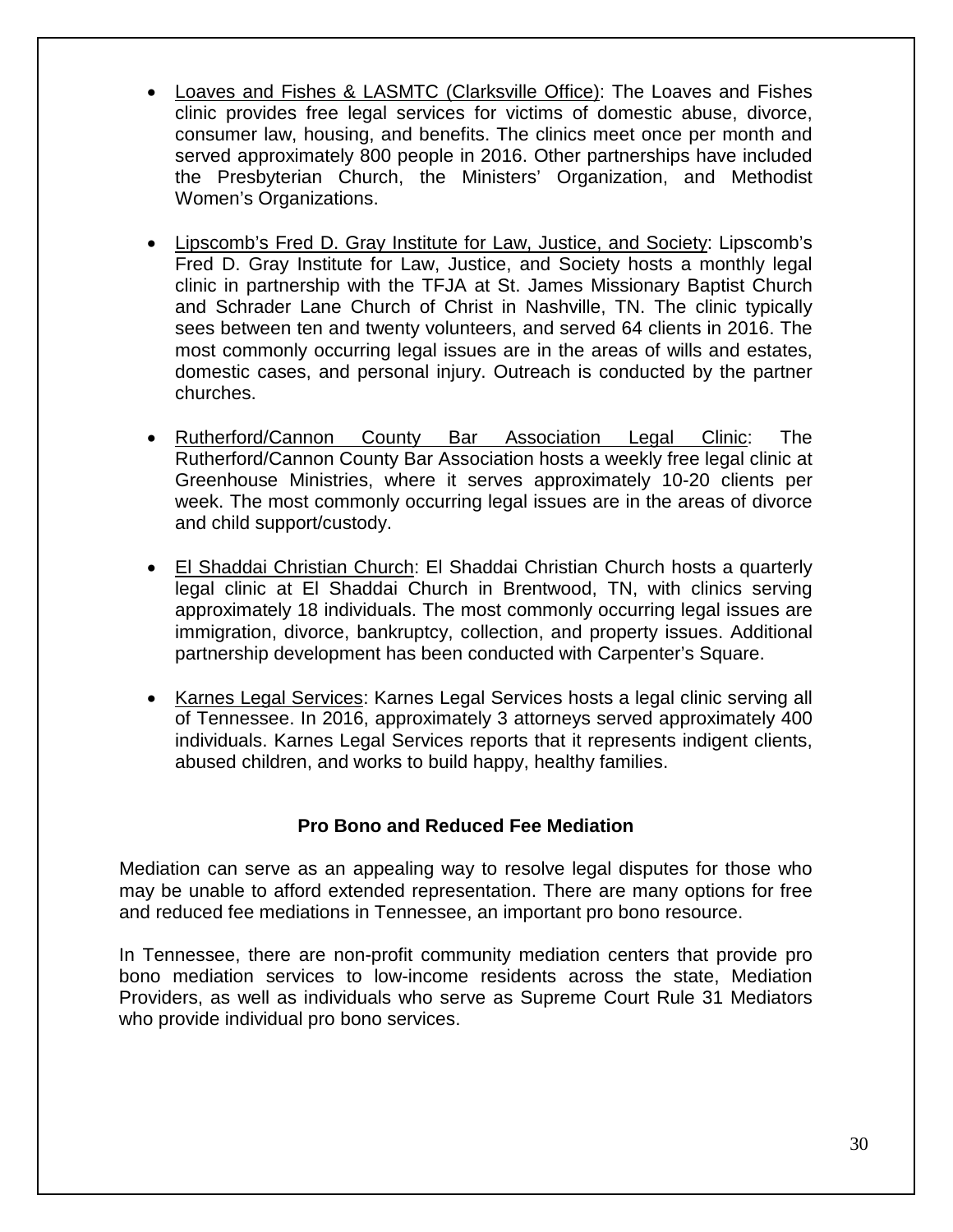- Loaves and Fishes & LASMTC (Clarksville Office): The Loaves and Fishes clinic provides free legal services for victims of domestic abuse, divorce, consumer law, housing, and benefits. The clinics meet once per month and served approximately 800 people in 2016. Other partnerships have included the Presbyterian Church, the Ministers' Organization, and Methodist Women's Organizations.

- Lipscomb's Fred D. Gray Institute for Law, Justice, and Society: Lipscomb's Fred D. Gray Institute for Law, Justice, and Society hosts a monthly legal clinic in partnership with the TFJA at St. James Missionary Baptist Church and Schrader Lane Church of Christ in Nashville, TN. The clinic typically sees between ten and twenty volunteers, and served 64 clients in 2016. The most commonly occurring legal issues are in the areas of wills and estates, domestic cases, and personal injury. Outreach is conducted by the partner churches.

- Rutherford/Cannon County Bar Association Legal Clinic: The Rutherford/Cannon County Bar Association hosts a weekly free legal clinic at Greenhouse Ministries, where it serves approximately 10-20 clients per week. The most commonly occurring legal issues are in the areas of divorce and child support/custody.

- El Shaddai Christian Church: El Shaddai Christian Church hosts a quarterly legal clinic at El Shaddai Church in Brentwood, TN, with clinics serving approximately 18 individuals. The most commonly occurring legal issues are immigration, divorce, bankruptcy, collection, and property issues. Additional partnership development has been conducted with Carpenter's Square.

- Karnes Legal Services: Karnes Legal Services hosts a legal clinic serving all of Tennessee. In 2016, approximately 3 attorneys served approximately 400 individuals. Karnes Legal Services reports that it represents indigent clients, abused children, and works to build happy, healthy families.

## Pro Bono and Reduced Fee Mediation

Mediation can serve as an appealing way to resolve legal disputes for those who may be unable to afford extended representation. There are many options for free and reduced fee mediations in Tennessee, an important pro bono resource.

In Tennessee, there are non-profit community mediation centers that provide pro bono mediation services to low-income residents across the state, Mediation Providers, as well as individuals who serve as Supreme Court Rule 31 Mediators who provide individual pro bono services.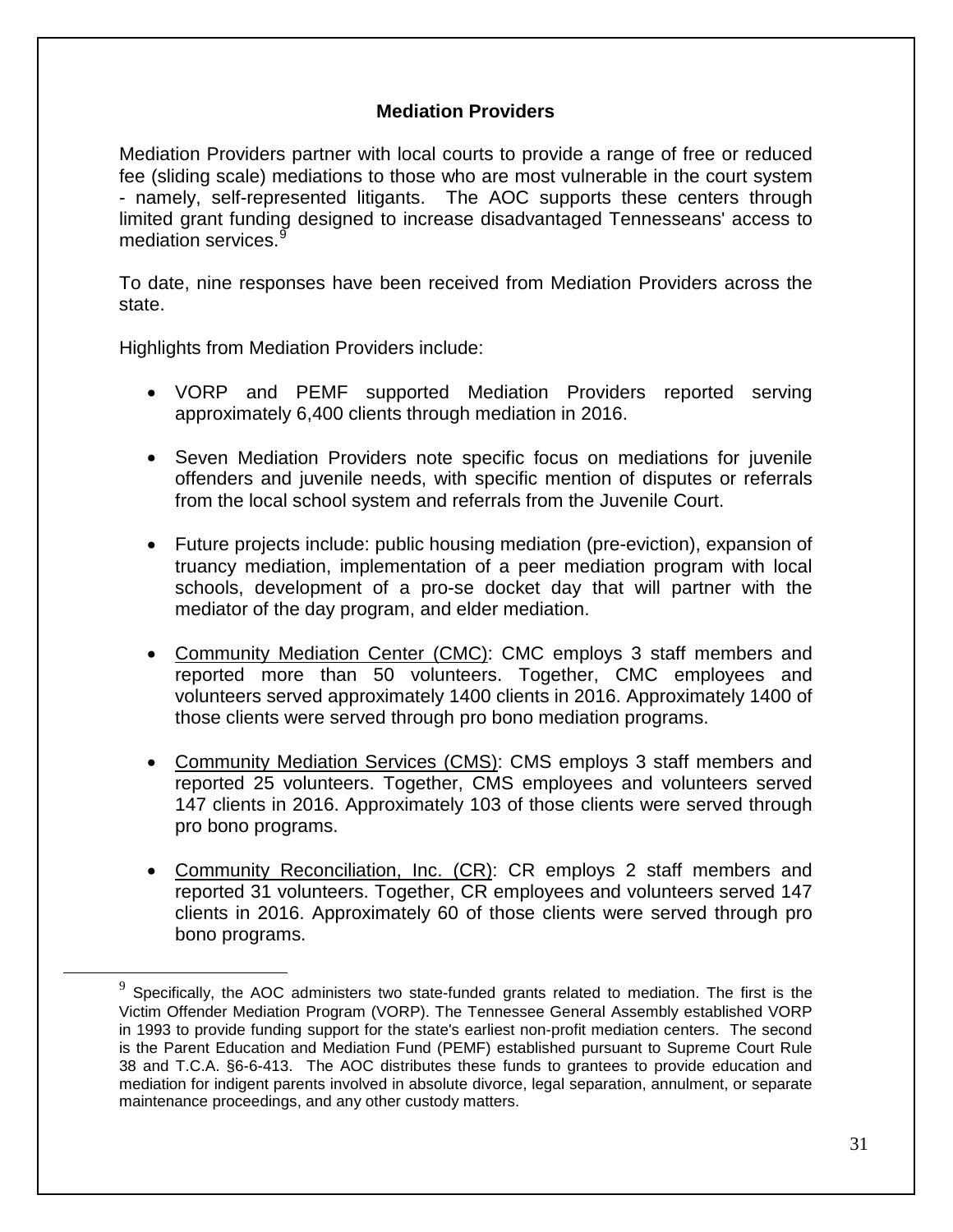## Mediation Providers

Mediation Providers partner with local courts to provide a range of free or reduced fee (sliding scale) mediations to those who are most vulnerable in the court system - namely, self-represented litigants. The AOC supports these centers through limited grant funding designed to increase disadvantaged Tennesseans' access to mediation services.[9]

To date, nine responses have been received from Mediation Providers across the state.

Highlights from Mediation Providers include:

- VORP and PEMF supported Mediation Providers reported serving approximately 6,400 clients through mediation in 2016.
- Seven Mediation Providers note specific focus on mediations for juvenile offenders and juvenile needs, with specific mention of disputes or referrals from the local school system and referrals from the Juvenile Court.
- Future projects include: public housing mediation (pre-eviction), expansion of truancy mediation, implementation of a peer mediation program with local schools, development of a pro-se docket day that will partner with the mediator of the day program, and elder mediation.
- Community Mediation Center (CMC): CMC employs 3 staff members and reported more than 50 volunteers. Together, CMC employees and volunteers served approximately 1400 clients in 2016. Approximately 1400 of those clients were served through pro bono mediation programs.
- Community Mediation Services (CMS): CMS employs 3 staff members and reported 25 volunteers. Together, CMS employees and volunteers served 147 clients in 2016. Approximately 103 of those clients were served through pro bono programs.
- Community Reconciliation, Inc. (CR): CR employs 2 staff members and reported 31 volunteers. Together, CR employees and volunteers served 147 clients in 2016. Approximately 60 of those clients were served through pro bono programs.

---

[9] Specifically, the AOC administers two state-funded grants related to mediation. The first is the Victim Offender Mediation Program (VORP). The Tennessee General Assembly established VORP in 1993 to provide funding support for the state's earliest non-profit mediation centers. The second is the Parent Education and Mediation Fund (PEMF) established pursuant to Supreme Court Rule 38 and T.C.A. §6-6-413. The AOC distributes these funds to grantees to provide education and mediation for indigent parents involved in absolute divorce, legal separation, annulment, or separate maintenance proceedings, and any other custody matters.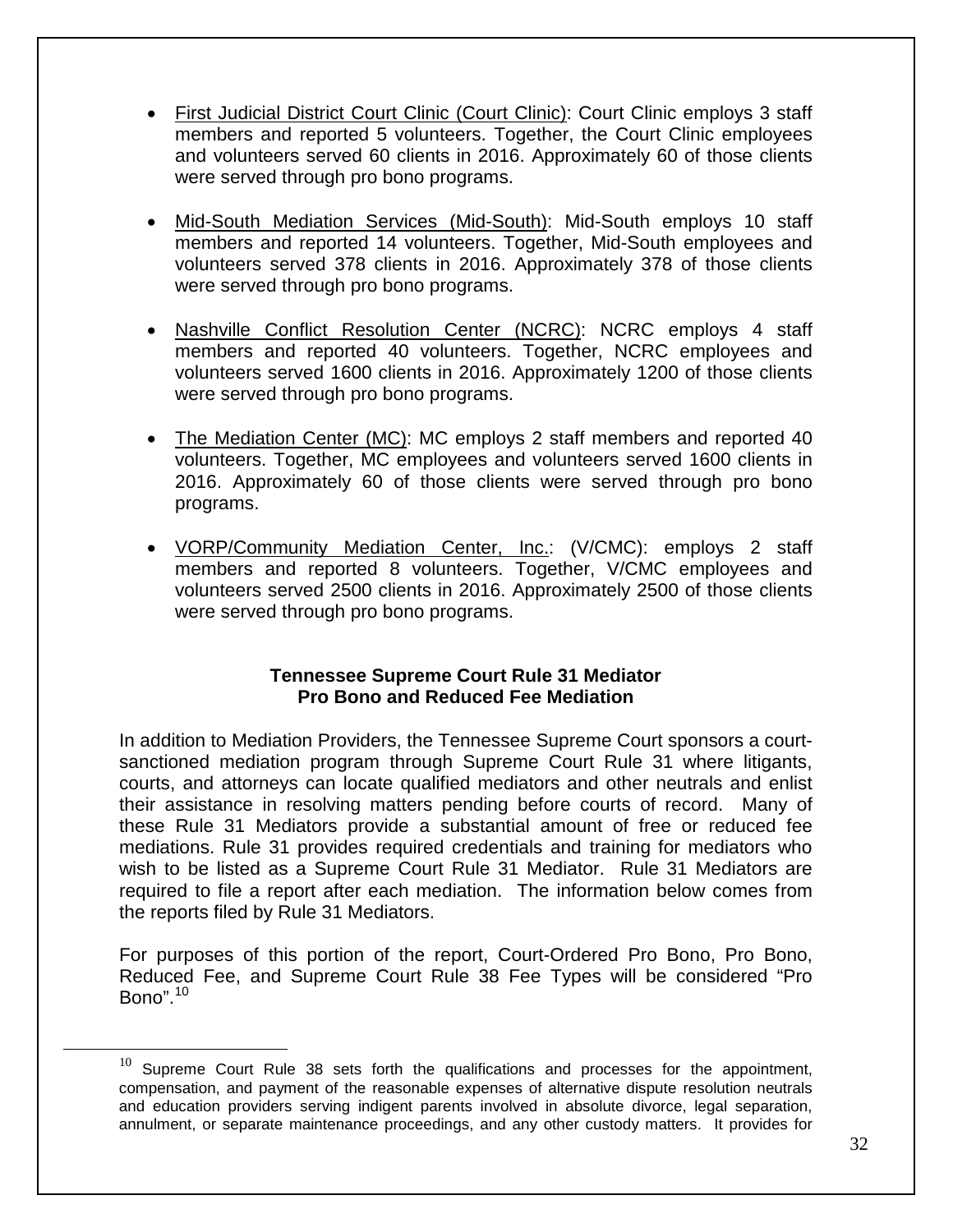- First Judicial District Court Clinic (Court Clinic): Court Clinic employs 3 staff members and reported 5 volunteers. Together, the Court Clinic employees and volunteers served 60 clients in 2016. Approximately 60 of those clients were served through pro bono programs.

- Mid-South Mediation Services (Mid-South): Mid-South employs 10 staff members and reported 14 volunteers. Together, Mid-South employees and volunteers served 378 clients in 2016. Approximately 378 of those clients were served through pro bono programs.

- Nashville Conflict Resolution Center (NCRC): NCRC employs 4 staff members and reported 40 volunteers. Together, NCRC employees and volunteers served 1600 clients in 2016. Approximately 1200 of those clients were served through pro bono programs.

- The Mediation Center (MC): MC employs 2 staff members and reported 40 volunteers. Together, MC employees and volunteers served 1600 clients in 2016. Approximately 60 of those clients were served through pro bono programs.

- VORP/Community Mediation Center, Inc.: (V/CMC): employs 2 staff members and reported 8 volunteers. Together, V/CMC employees and volunteers served 2500 clients in 2016. Approximately 2500 of those clients were served through pro bono programs.

**Tennessee Supreme Court Rule 31 Mediator**
**Pro Bono and Reduced Fee Mediation**

In addition to Mediation Providers, the Tennessee Supreme Court sponsors a court-sanctioned mediation program through Supreme Court Rule 31 where litigants, courts, and attorneys can locate qualified mediators and other neutrals and enlist their assistance in resolving matters pending before courts of record. Many of these Rule 31 Mediators provide a substantial amount of free or reduced fee mediations. Rule 31 provides required credentials and training for mediators who wish to be listed as a Supreme Court Rule 31 Mediator. Rule 31 Mediators are required to file a report after each mediation. The information below comes from the reports filed by Rule 31 Mediators.

For purposes of this portion of the report, Court-Ordered Pro Bono, Pro Bono, Reduced Fee, and Supreme Court Rule 38 Fee Types will be considered "Pro Bono".[10]

---

[10] Supreme Court Rule 38 sets forth the qualifications and processes for the appointment, compensation, and payment of the reasonable expenses of alternative dispute resolution neutrals and education providers serving indigent parents involved in absolute divorce, legal separation, annulment, or separate maintenance proceedings, and any other custody matters. It provides for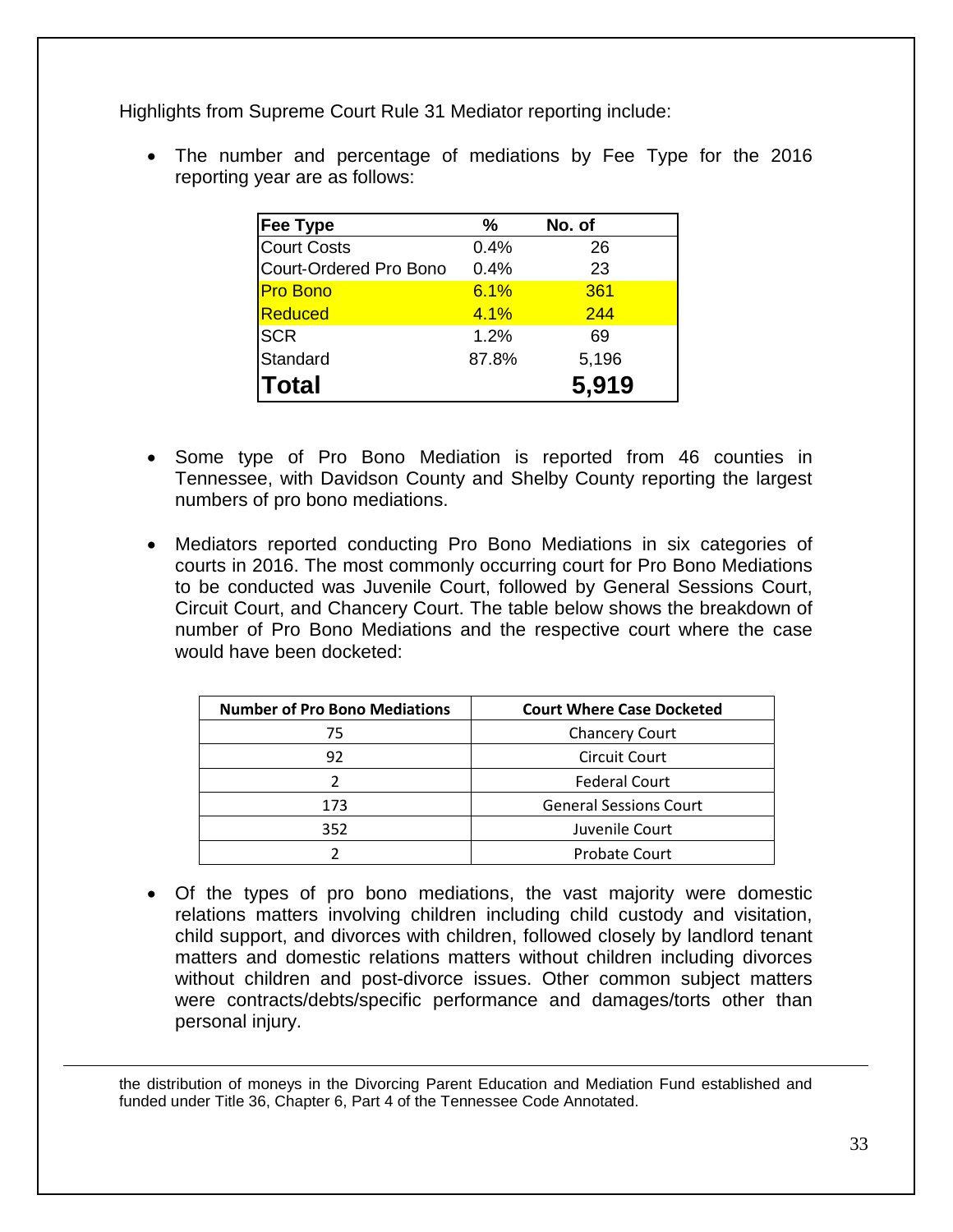Highlights from Supreme Court Rule 31 Mediator reporting include:

- The number and percentage of mediations by Fee Type for the 2016 reporting year are as follows:

| Fee Type | % | No. of |
|---|---|---|
| Court Costs | 0.4% | 26 |
| Court-Ordered Pro Bono | 0.4% | 23 |
| Pro Bono | 6.1% | 361 |
| Reduced | 4.1% | 244 |
| SCR | 1.2% | 69 |
| Standard | 87.8% | 5,196 |
| **Total** | | **5,919** |

- Some type of Pro Bono Mediation is reported from 46 counties in Tennessee, with Davidson County and Shelby County reporting the largest numbers of pro bono mediations.

- Mediators reported conducting Pro Bono Mediations in six categories of courts in 2016. The most commonly occurring court for Pro Bono Mediations to be conducted was Juvenile Court, followed by General Sessions Court, Circuit Court, and Chancery Court. The table below shows the breakdown of number of Pro Bono Mediations and the respective court where the case would have been docketed:

| Number of Pro Bono Mediations | Court Where Case Docketed |
|---|---|
| 75 | Chancery Court |
| 92 | Circuit Court |
| 2 | Federal Court |
| 173 | General Sessions Court |
| 352 | Juvenile Court |
| 2 | Probate Court |

- Of the types of pro bono mediations, the vast majority were domestic relations matters involving children including child custody and visitation, child support, and divorces with children, followed closely by landlord tenant matters and domestic relations matters without children including divorces without children and post-divorce issues. Other common subject matters were contracts/debts/specific performance and damages/torts other than personal injury.

---

the distribution of moneys in the Divorcing Parent Education and Mediation Fund established and funded under Title 36, Chapter 6, Part 4 of the Tennessee Code Annotated.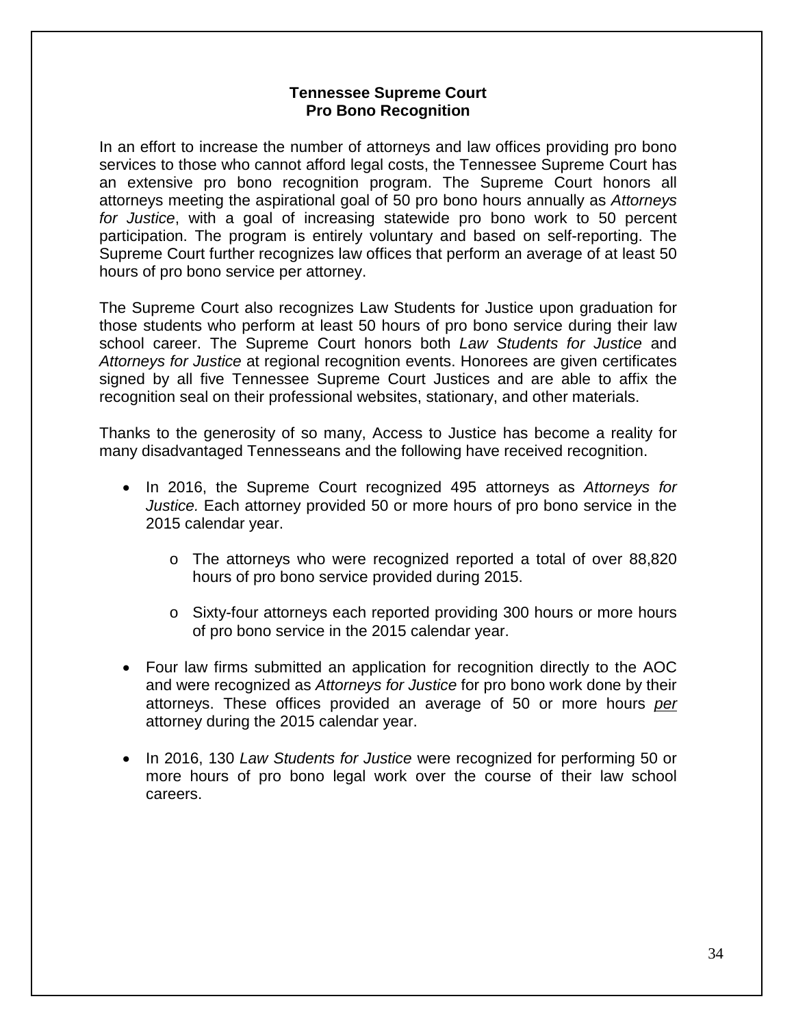## Tennessee Supreme Court
## Pro Bono Recognition

In an effort to increase the number of attorneys and law offices providing pro bono services to those who cannot afford legal costs, the Tennessee Supreme Court has an extensive pro bono recognition program. The Supreme Court honors all attorneys meeting the aspirational goal of 50 pro bono hours annually as *Attorneys for Justice*, with a goal of increasing statewide pro bono work to 50 percent participation. The program is entirely voluntary and based on self-reporting. The Supreme Court further recognizes law offices that perform an average of at least 50 hours of pro bono service per attorney.

The Supreme Court also recognizes Law Students for Justice upon graduation for those students who perform at least 50 hours of pro bono service during their law school career. The Supreme Court honors both *Law Students for Justice* and *Attorneys for Justice* at regional recognition events. Honorees are given certificates signed by all five Tennessee Supreme Court Justices and are able to affix the recognition seal on their professional websites, stationary, and other materials.

Thanks to the generosity of so many, Access to Justice has become a reality for many disadvantaged Tennesseans and the following have received recognition.

- In 2016, the Supreme Court recognized 495 attorneys as *Attorneys for Justice.* Each attorney provided 50 or more hours of pro bono service in the 2015 calendar year.
  - The attorneys who were recognized reported a total of over 88,820 hours of pro bono service provided during 2015.
  - Sixty-four attorneys each reported providing 300 hours or more hours of pro bono service in the 2015 calendar year.
- Four law firms submitted an application for recognition directly to the AOC and were recognized as *Attorneys for Justice* for pro bono work done by their attorneys. These offices provided an average of 50 or more hours *per* attorney during the 2015 calendar year.
- In 2016, 130 *Law Students for Justice* were recognized for performing 50 or more hours of pro bono legal work over the course of their law school careers.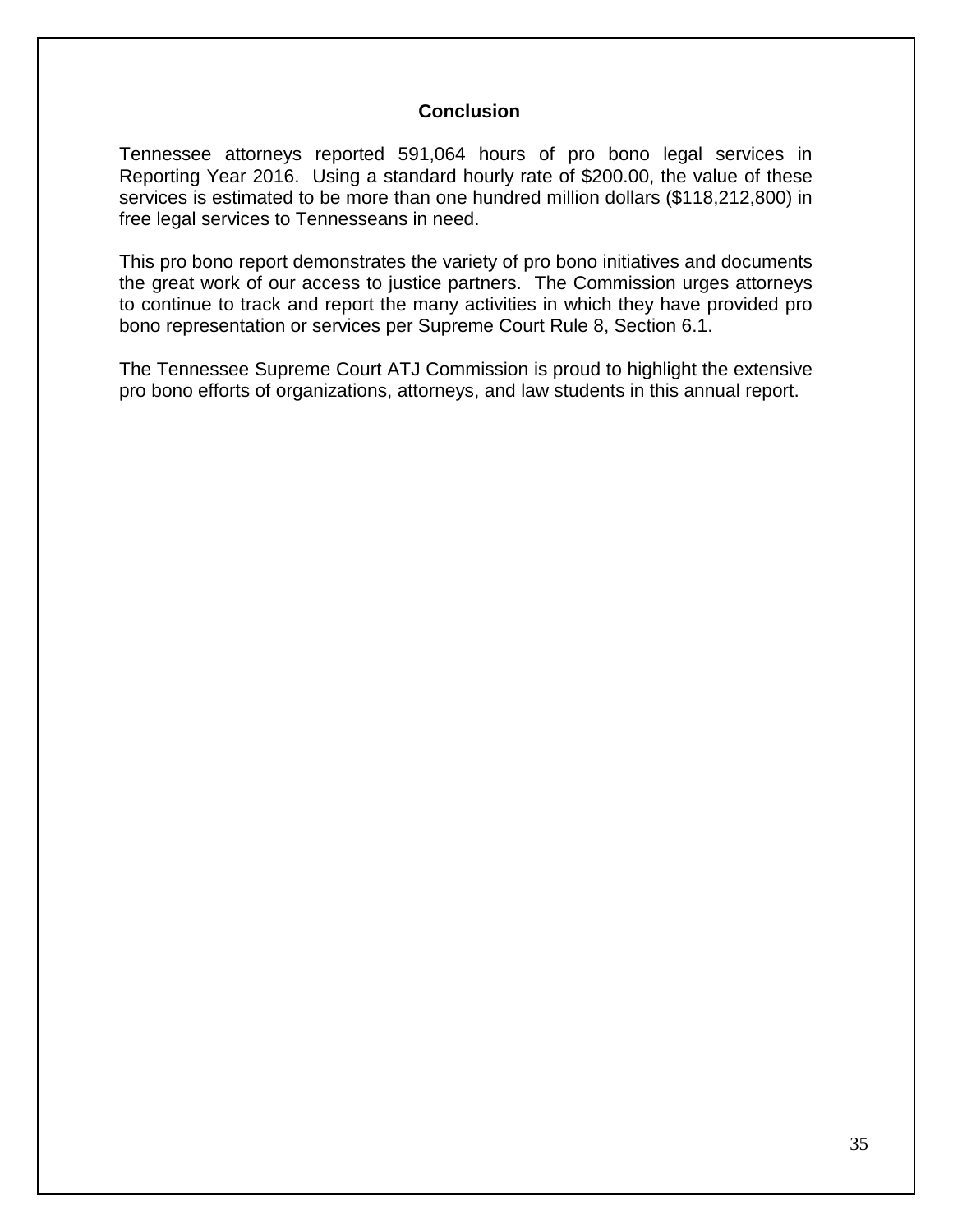## Conclusion

Tennessee attorneys reported 591,064 hours of pro bono legal services in Reporting Year 2016. Using a standard hourly rate of $200.00, the value of these services is estimated to be more than one hundred million dollars ($118,212,800) in free legal services to Tennesseans in need.

This pro bono report demonstrates the variety of pro bono initiatives and documents the great work of our access to justice partners. The Commission urges attorneys to continue to track and report the many activities in which they have provided pro bono representation or services per Supreme Court Rule 8, Section 6.1.

The Tennessee Supreme Court ATJ Commission is proud to highlight the extensive pro bono efforts of organizations, attorneys, and law students in this annual report.